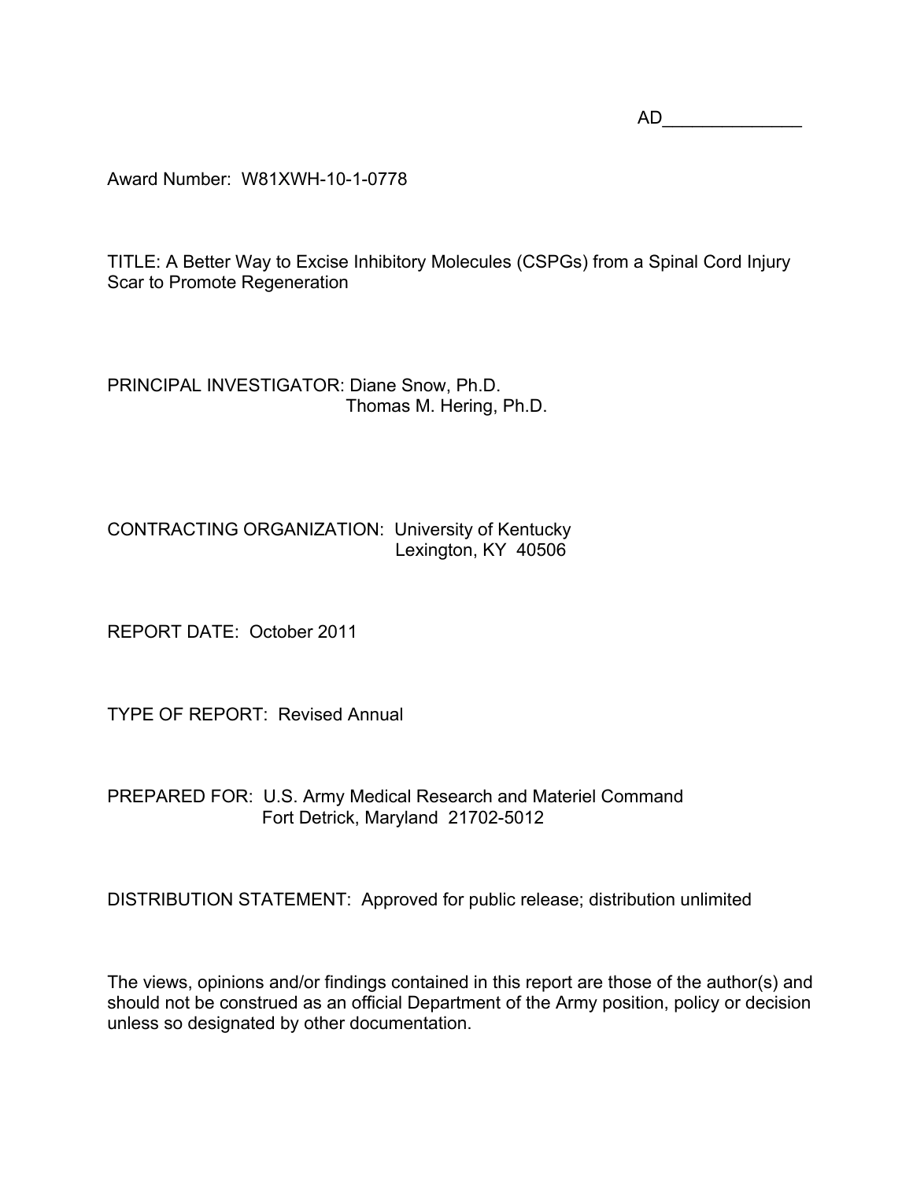AD______________

Award Number: W81XWH-10-1-0778

TITLE: A Better Way to Excise Inhibitory Molecules (CSPGs) from a Spinal Cord Injury Scar to Promote Regeneration

PRINCIPAL INVESTIGATOR: Diane Snow, Ph.D.
Thomas M. Hering, Ph.D.

CONTRACTING ORGANIZATION: University of Kentucky
Lexington, KY 40506

REPORT DATE: October 2011

TYPE OF REPORT: Revised Annual

PREPARED FOR: U.S. Army Medical Research and Materiel Command
Fort Detrick, Maryland 21702-5012

DISTRIBUTION STATEMENT: Approved for public release; distribution unlimited

The views, opinions and/or findings contained in this report are those of the author(s) and should not be construed as an official Department of the Army position, policy or decision unless so designated by other documentation.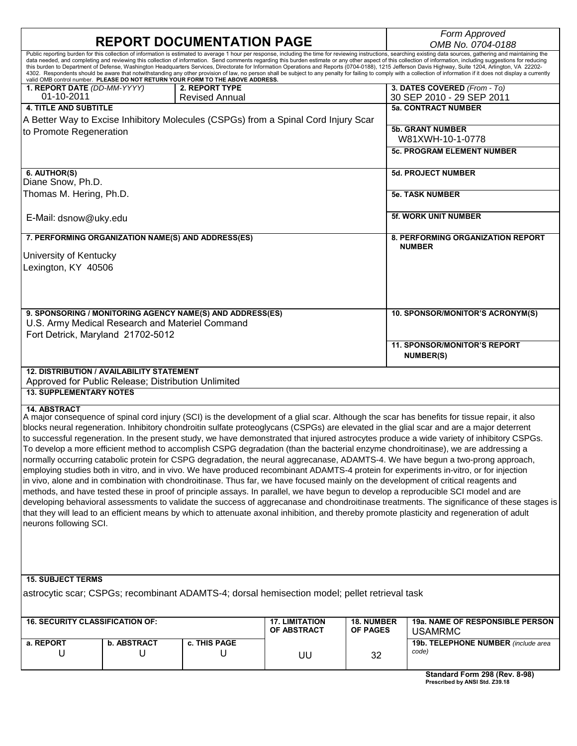# REPORT DOCUMENTATION PAGE

*Form Approved*
*OMB No. 0704-0188*

Public reporting burden for this collection of information is estimated to average 1 hour per response, including the time for reviewing instructions, searching existing data sources, gathering and maintaining the data needed, and completing and reviewing this collection of information. Send comments regarding this burden estimate or any other aspect of this collection of information, including suggestions for reducing this burden to Department of Defense, Washington Headquarters Services, Directorate for Information Operations and Reports (0704-0188), 1215 Jefferson Davis Highway, Suite 1204, Arlington, VA 22202-4302. Respondents should be aware that notwithstanding any other provision of law, no person shall be subject to any penalty for failing to comply with a collection of information if it does not display a currently valid OMB control number. **PLEASE DO NOT RETURN YOUR FORM TO THE ABOVE ADDRESS.**

| **1. REPORT DATE** *(DD-MM-YYYY)* | **2. REPORT TYPE** | **3. DATES COVERED** *(From - To)* |
|---|---|---|
| 01-10-2011 | Revised Annual | 30 SEP 2010 - 29 SEP 2011 |

**4. TITLE AND SUBTITLE**
A Better Way to Excise Inhibitory Molecules (CSPGs) from a Spinal Cord Injury Scar to Promote Regeneration

**5a. CONTRACT NUMBER**

**5b. GRANT NUMBER**
W81XWH-10-1-0778

**5c. PROGRAM ELEMENT NUMBER**

**6. AUTHOR(S)**
Diane Snow, Ph.D.
Thomas M. Hering, Ph.D.

E-Mail: dsnow@uky.edu

**5d. PROJECT NUMBER**

**5e. TASK NUMBER**

**5f. WORK UNIT NUMBER**

**7. PERFORMING ORGANIZATION NAME(S) AND ADDRESS(ES)**
University of Kentucky
Lexington, KY 40506

**8. PERFORMING ORGANIZATION REPORT NUMBER**

**9. SPONSORING / MONITORING AGENCY NAME(S) AND ADDRESS(ES)**
U.S. Army Medical Research and Materiel Command
Fort Detrick, Maryland 21702-5012

**10. SPONSOR/MONITOR'S ACRONYM(S)**

**11. SPONSOR/MONITOR'S REPORT NUMBER(S)**

**12. DISTRIBUTION / AVAILABILITY STATEMENT**
Approved for Public Release; Distribution Unlimited

**13. SUPPLEMENTARY NOTES**

**14. ABSTRACT**
A major consequence of spinal cord injury (SCI) is the development of a glial scar. Although the scar has benefits for tissue repair, it also blocks neural regeneration. Inhibitory chondroitin sulfate proteoglycans (CSPGs) are elevated in the glial scar and are a major deterrent to successful regeneration. In the present study, we have demonstrated that injured astrocytes produce a wide variety of inhibitory CSPGs. To develop a more efficient method to accomplish CSPG degradation (than the bacterial enzyme chondroitinase), we are addressing a normally occurring catabolic protein for CSPG degradation, the neural aggrecanase, ADAMTS-4. We have begun a two-prong approach, employing studies both in vitro, and in vivo. We have produced recombinant ADAMTS-4 protein for experiments in-vitro, or for injection in vivo, alone and in combination with chondroitinase. Thus far, we have focused mainly on the development of critical reagents and methods, and have tested these in proof of principle assays. In parallel, we have begun to develop a reproducible SCI model and are developing behavioral assessments to validate the success of aggrecanase and chondroitinase treatments. The significance of these stages is that they will lead to an efficient means by which to attenuate axonal inhibition, and thereby promote plasticity and regeneration of adult neurons following SCI.

**15. SUBJECT TERMS**
astrocytic scar; CSPGs; recombinant ADAMTS-4; dorsal hemisection model; pellet retrieval task

| **16. SECURITY CLASSIFICATION OF:** | | | **17. LIMITATION OF ABSTRACT** | **18. NUMBER OF PAGES** | **19a. NAME OF RESPONSIBLE PERSON** USAMRMC |
|---|---|---|---|---|---|
| **a. REPORT** U | **b. ABSTRACT** U | **c. THIS PAGE** U | UU | 32 | **19b. TELEPHONE NUMBER** *(include area code)* |

**Standard Form 298 (Rev. 8-98)**
**Prescribed by ANSI Std. Z39.18**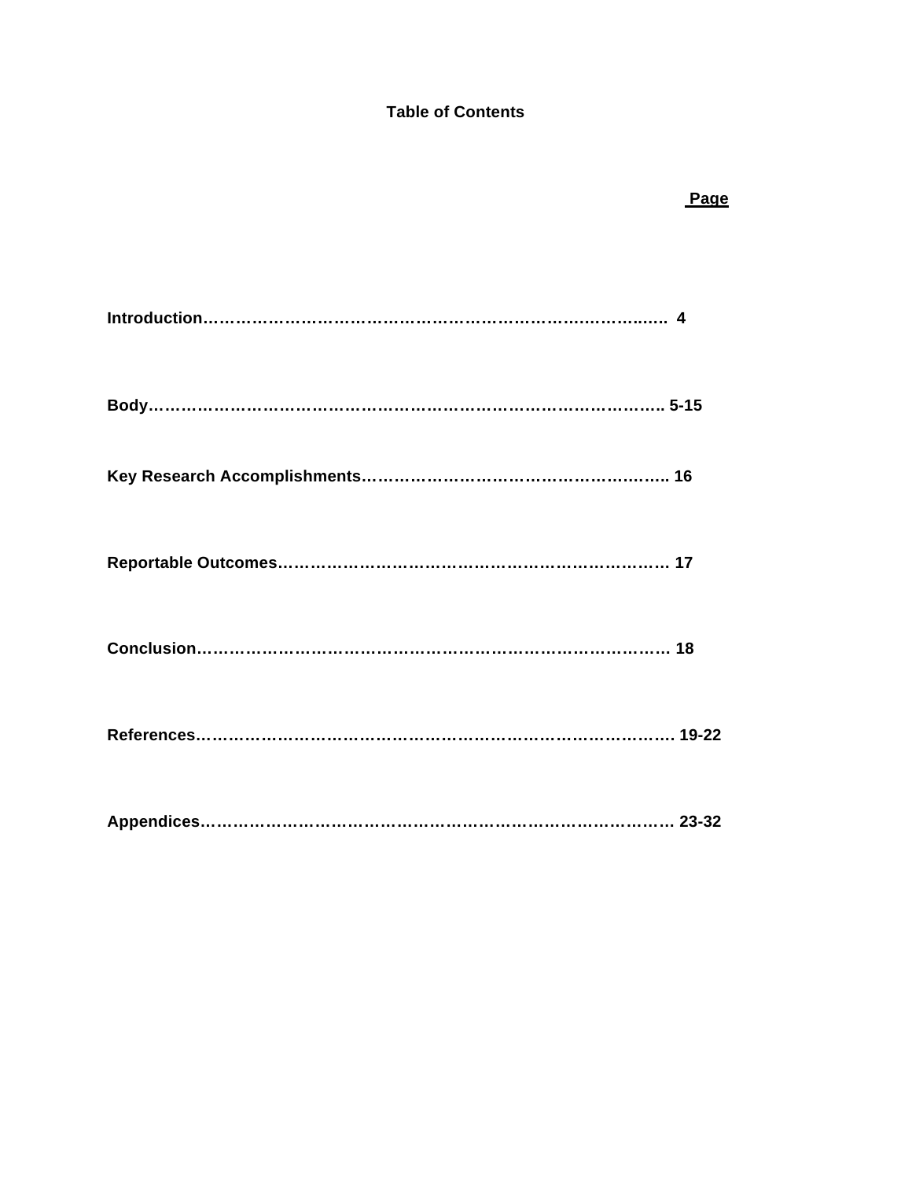**Table of Contents**

| | Page |
|---|---|
| **Introduction** | **4** |
| **Body** | **5-15** |
| **Key Research Accomplishments** | **16** |
| **Reportable Outcomes** | **17** |
| **Conclusion** | **18** |
| **References** | **19-22** |
| **Appendices** | **23-32** |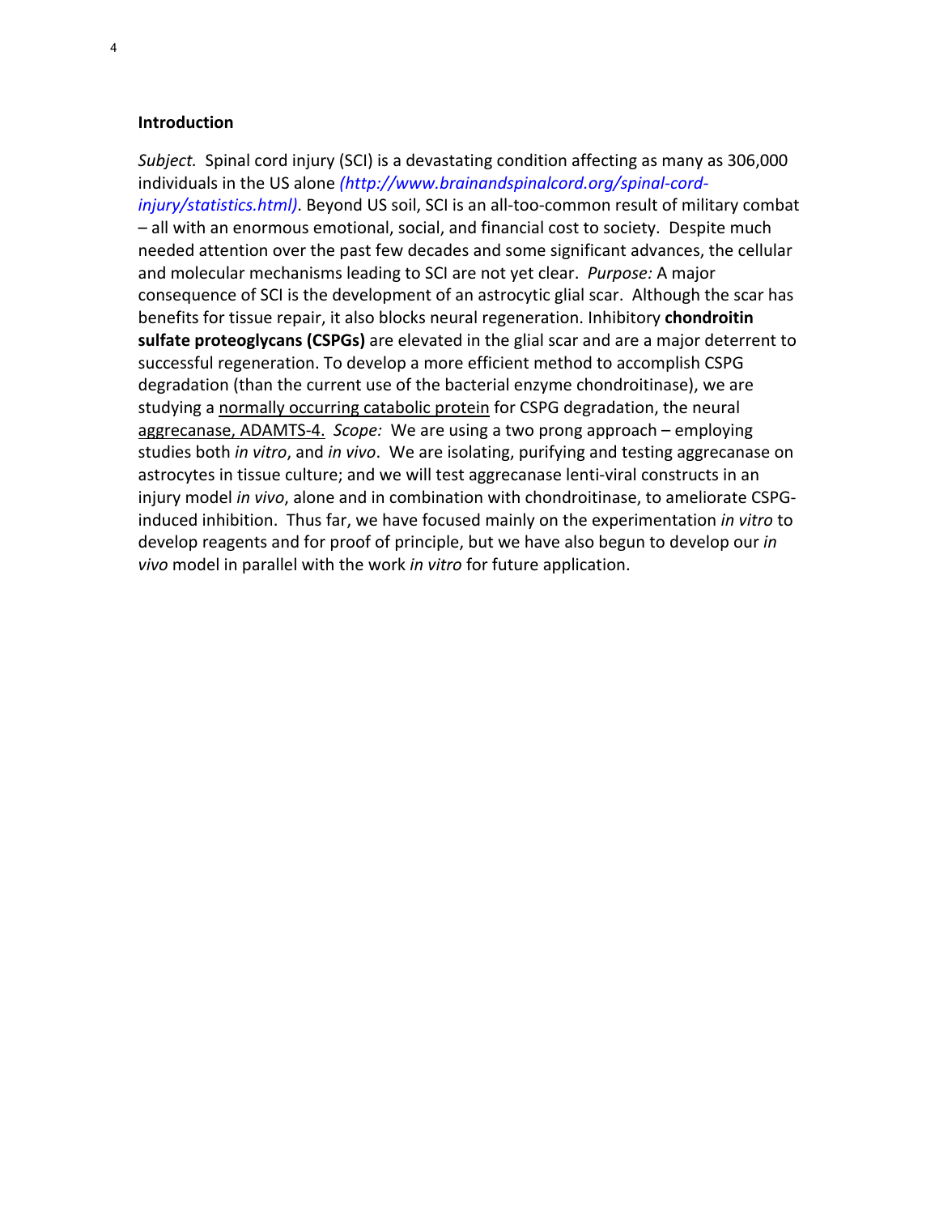## Introduction

*Subject.* Spinal cord injury (SCI) is a devastating condition affecting as many as 306,000 individuals in the US alone *(http://www.brainandspinalcord.org/spinal-cord-injury/statistics.html)*. Beyond US soil, SCI is an all-too-common result of military combat – all with an enormous emotional, social, and financial cost to society. Despite much needed attention over the past few decades and some significant advances, the cellular and molecular mechanisms leading to SCI are not yet clear. *Purpose:* A major consequence of SCI is the development of an astrocytic glial scar. Although the scar has benefits for tissue repair, it also blocks neural regeneration. Inhibitory **chondroitin sulfate proteoglycans (CSPGs)** are elevated in the glial scar and are a major deterrent to successful regeneration. To develop a more efficient method to accomplish CSPG degradation (than the current use of the bacterial enzyme chondroitinase), we are studying a normally occurring catabolic protein for CSPG degradation, the neural aggrecanase, ADAMTS-4. *Scope:* We are using a two prong approach – employing studies both *in vitro*, and *in vivo*. We are isolating, purifying and testing aggrecanase on astrocytes in tissue culture; and we will test aggrecanase lenti-viral constructs in an injury model *in vivo*, alone and in combination with chondroitinase, to ameliorate CSPG-induced inhibition. Thus far, we have focused mainly on the experimentation *in vitro* to develop reagents and for proof of principle, but we have also begun to develop our *in vivo* model in parallel with the work *in vitro* for future application.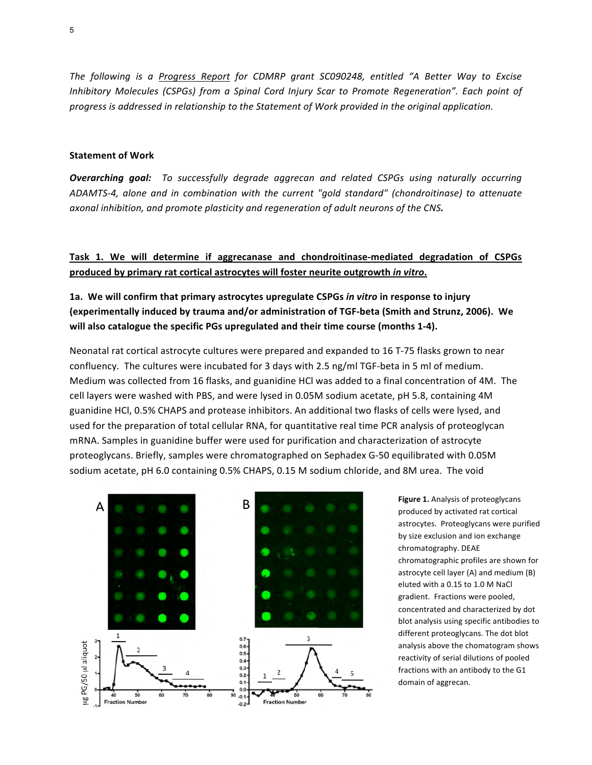*The following is a Progress Report for CDMRP grant SC090248, entitled "A Better Way to Excise Inhibitory Molecules (CSPGs) from a Spinal Cord Injury Scar to Promote Regeneration". Each point of progress is addressed in relationship to the Statement of Work provided in the original application.*

**Statement of Work**

***Overarching goal:*** *To successfully degrade aggrecan and related CSPGs using naturally occurring ADAMTS-4, alone and in combination with the current "gold standard" (chondroitinase) to attenuate axonal inhibition, and promote plasticity and regeneration of adult neurons of the CNS.*

**Task 1. We will determine if aggrecanase and chondroitinase-mediated degradation of CSPGs produced by primary rat cortical astrocytes will foster neurite outgrowth *in vitro*.**

**1a. We will confirm that primary astrocytes upregulate CSPGs *in vitro* in response to injury (experimentally induced by trauma and/or administration of TGF-beta (Smith and Strunz, 2006). We will also catalogue the specific PGs upregulated and their time course (months 1-4).**

Neonatal rat cortical astrocyte cultures were prepared and expanded to 16 T-75 flasks grown to near confluency. The cultures were incubated for 3 days with 2.5 ng/ml TGF-beta in 5 ml of medium. Medium was collected from 16 flasks, and guanidine HCl was added to a final concentration of 4M. The cell layers were washed with PBS, and were lysed in 0.05M sodium acetate, pH 5.8, containing 4M guanidine HCl, 0.5% CHAPS and protease inhibitors. An additional two flasks of cells were lysed, and used for the preparation of total cellular RNA, for quantitative real time PCR analysis of proteoglycan mRNA. Samples in guanidine buffer were used for purification and characterization of astrocyte proteoglycans. Briefly, samples were chromatographed on Sephadex G-50 equilibrated with 0.05M sodium acetate, pH 6.0 containing 0.5% CHAPS, 0.15 M sodium chloride, and 8M urea. The void

**Figure 1.** Analysis of proteoglycans produced by activated rat cortical astrocytes. Proteoglycans were purified by size exclusion and ion exchange chromatography. DEAE chromatographic profiles are shown for astrocyte cell layer (A) and medium (B) eluted with a 0.15 to 1.0 M NaCl gradient. Fractions were pooled, concentrated and characterized by dot blot analysis using specific antibodies to different proteoglycans. The dot blot analysis above the chomatogram shows reactivity of serial dilutions of pooled fractions with an antibody to the G1 domain of aggrecan.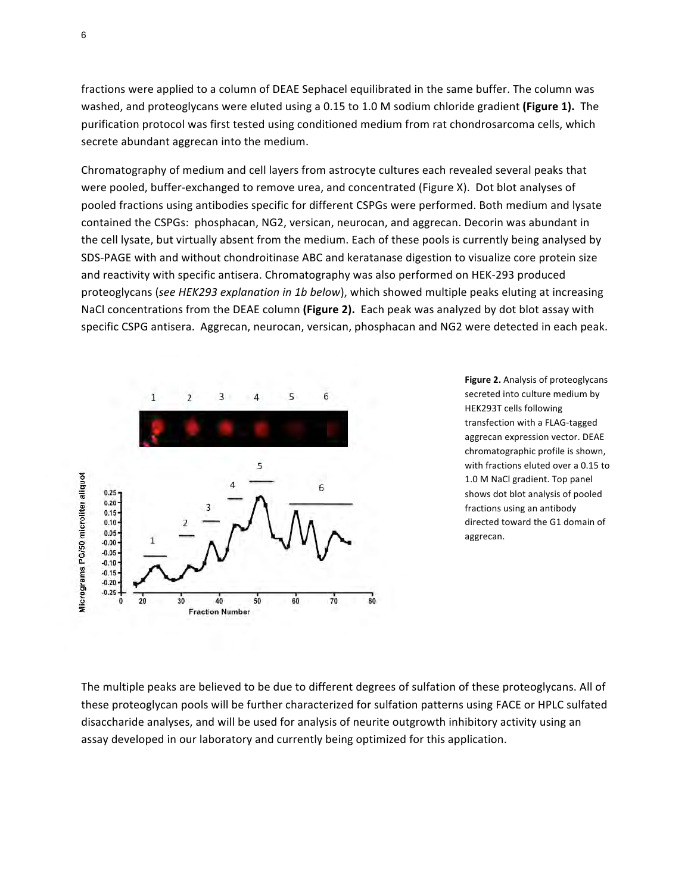fractions were applied to a column of DEAE Sephacel equilibrated in the same buffer. The column was washed, and proteoglycans were eluted using a 0.15 to 1.0 M sodium chloride gradient **(Figure 1).** The purification protocol was first tested using conditioned medium from rat chondrosarcoma cells, which secrete abundant aggrecan into the medium.

Chromatography of medium and cell layers from astrocyte cultures each revealed several peaks that were pooled, buffer-exchanged to remove urea, and concentrated (Figure X). Dot blot analyses of pooled fractions using antibodies specific for different CSPGs were performed. Both medium and lysate contained the CSPGs: phosphacan, NG2, versican, neurocan, and aggrecan. Decorin was abundant in the cell lysate, but virtually absent from the medium. Each of these pools is currently being analysed by SDS-PAGE with and without chondroitinase ABC and keratanase digestion to visualize core protein size and reactivity with specific antisera. Chromatography was also performed on HEK-293 produced proteoglycans (*see HEK293 explanation in 1b below*), which showed multiple peaks eluting at increasing NaCl concentrations from the DEAE column **(Figure 2).** Each peak was analyzed by dot blot assay with specific CSPG antisera. Aggrecan, neurocan, versican, phosphacan and NG2 were detected in each peak.

**Figure 2.** Analysis of proteoglycans secreted into culture medium by HEK293T cells following transfection with a FLAG-tagged aggrecan expression vector. DEAE chromatographic profile is shown, with fractions eluted over a 0.15 to 1.0 M NaCl gradient. Top panel shows dot blot analysis of pooled fractions using an antibody directed toward the G1 domain of aggrecan.

The multiple peaks are believed to be due to different degrees of sulfation of these proteoglycans. All of these proteoglycan pools will be further characterized for sulfation patterns using FACE or HPLC sulfated disaccharide analyses, and will be used for analysis of neurite outgrowth inhibitory activity using an assay developed in our laboratory and currently being optimized for this application.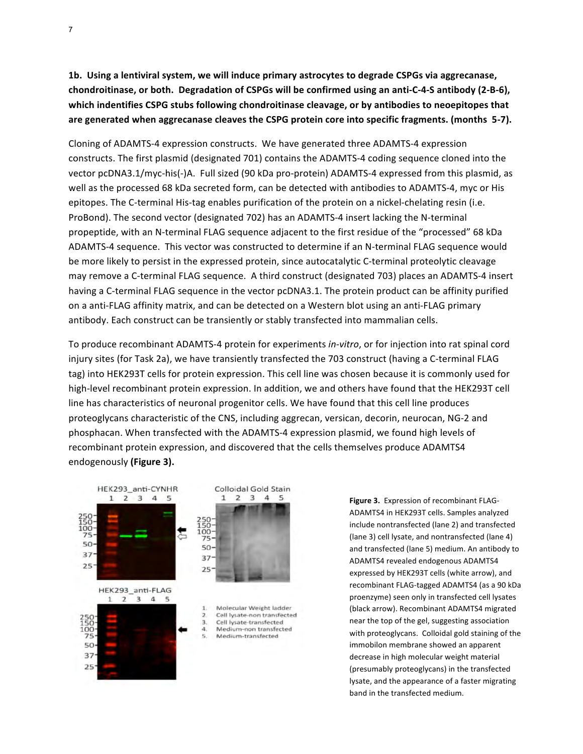**1b. Using a lentiviral system, we will induce primary astrocytes to degrade CSPGs via aggrecanase, chondroitinase, or both. Degradation of CSPGs will be confirmed using an anti-C-4-S antibody (2-B-6), which indentifies CSPG stubs following chondroitinase cleavage, or by antibodies to neoepitopes that are generated when aggrecanase cleaves the CSPG protein core into specific fragments. (months 5-7).**

Cloning of ADAMTS-4 expression constructs. We have generated three ADAMTS-4 expression constructs. The first plasmid (designated 701) contains the ADAMTS-4 coding sequence cloned into the vector pcDNA3.1/myc-his(-)A. Full sized (90 kDa pro-protein) ADAMTS-4 expressed from this plasmid, as well as the processed 68 kDa secreted form, can be detected with antibodies to ADAMTS-4, myc or His epitopes. The C-terminal His-tag enables purification of the protein on a nickel-chelating resin (i.e. ProBond). The second vector (designated 702) has an ADAMTS-4 insert lacking the N-terminal propeptide, with an N-terminal FLAG sequence adjacent to the first residue of the "processed" 68 kDa ADAMTS-4 sequence. This vector was constructed to determine if an N-terminal FLAG sequence would be more likely to persist in the expressed protein, since autocatalytic C-terminal proteolytic cleavage may remove a C-terminal FLAG sequence. A third construct (designated 703) places an ADAMTS-4 insert having a C-terminal FLAG sequence in the vector pcDNA3.1. The protein product can be affinity purified on a anti-FLAG affinity matrix, and can be detected on a Western blot using an anti-FLAG primary antibody. Each construct can be transiently or stably transfected into mammalian cells.

To produce recombinant ADAMTS-4 protein for experiments *in-vitro*, or for injection into rat spinal cord injury sites (for Task 2a), we have transiently transfected the 703 construct (having a C-terminal FLAG tag) into HEK293T cells for protein expression. This cell line was chosen because it is commonly used for high-level recombinant protein expression. In addition, we and others have found that the HEK293T cell line has characteristics of neuronal progenitor cells. We have found that this cell line produces proteoglycans characteristic of the CNS, including aggrecan, versican, decorin, neurocan, NG-2 and phosphacan. When transfected with the ADAMTS-4 expression plasmid, we found high levels of recombinant protein expression, and discovered that the cells themselves produce ADAMTS4 endogenously **(Figure 3).**

**Figure 3.** Expression of recombinant FLAG-ADAMTS4 in HEK293T cells. Samples analyzed include nontransfected (lane 2) and transfected (lane 3) cell lysate, and nontransfected (lane 4) and transfected (lane 5) medium. An antibody to ADAMTS4 revealed endogenous ADAMTS4 expressed by HEK293T cells (white arrow), and recombinant FLAG-tagged ADAMTS4 (as a 90 kDa proenzyme) seen only in transfected cell lysates (black arrow). Recombinant ADAMTS4 migrated near the top of the gel, suggesting association with proteoglycans. Colloidal gold staining of the immobilon membrane showed an apparent decrease in high molecular weight material (presumably proteoglycans) in the transfected lysate, and the appearance of a faster migrating band in the transfected medium.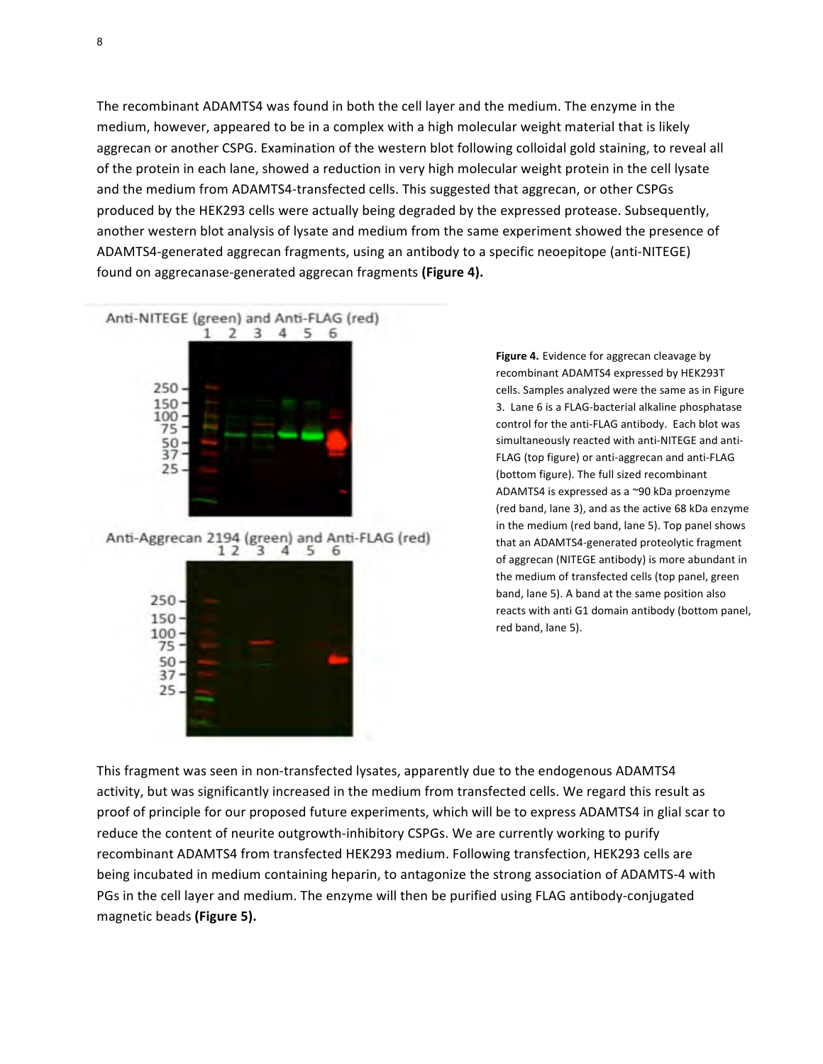The recombinant ADAMTS4 was found in both the cell layer and the medium. The enzyme in the medium, however, appeared to be in a complex with a high molecular weight material that is likely aggrecan or another CSPG. Examination of the western blot following colloidal gold staining, to reveal all of the protein in each lane, showed a reduction in very high molecular weight protein in the cell lysate and the medium from ADAMTS4-transfected cells. This suggested that aggrecan, or other CSPGs produced by the HEK293 cells were actually being degraded by the expressed protease. Subsequently, another western blot analysis of lysate and medium from the same experiment showed the presence of ADAMTS4-generated aggrecan fragments, using an antibody to a specific neoepitope (anti-NITEGE) found on aggrecanase-generated aggrecan fragments **(Figure 4).**

**Figure 4.** Evidence for aggrecan cleavage by recombinant ADAMTS4 expressed by HEK293T cells. Samples analyzed were the same as in Figure 3. Lane 6 is a FLAG-bacterial alkaline phosphatase control for the anti-FLAG antibody. Each blot was simultaneously reacted with anti-NITEGE and anti-FLAG (top figure) or anti-aggrecan and anti-FLAG (bottom figure). The full sized recombinant ADAMTS4 is expressed as a ~90 kDa proenzyme (red band, lane 3), and as the active 68 kDa enzyme in the medium (red band, lane 5). Top panel shows that an ADAMTS4-generated proteolytic fragment of aggrecan (NITEGE antibody) is more abundant in the medium of transfected cells (top panel, green band, lane 5). A band at the same position also reacts with anti G1 domain antibody (bottom panel, red band, lane 5).

This fragment was seen in non-transfected lysates, apparently due to the endogenous ADAMTS4 activity, but was significantly increased in the medium from transfected cells. We regard this result as proof of principle for our proposed future experiments, which will be to express ADAMTS4 in glial scar to reduce the content of neurite outgrowth-inhibitory CSPGs. We are currently working to purify recombinant ADAMTS4 from transfected HEK293 medium. Following transfection, HEK293 cells are being incubated in medium containing heparin, to antagonize the strong association of ADAMTS-4 with PGs in the cell layer and medium. The enzyme will then be purified using FLAG antibody-conjugated magnetic beads **(Figure 5).**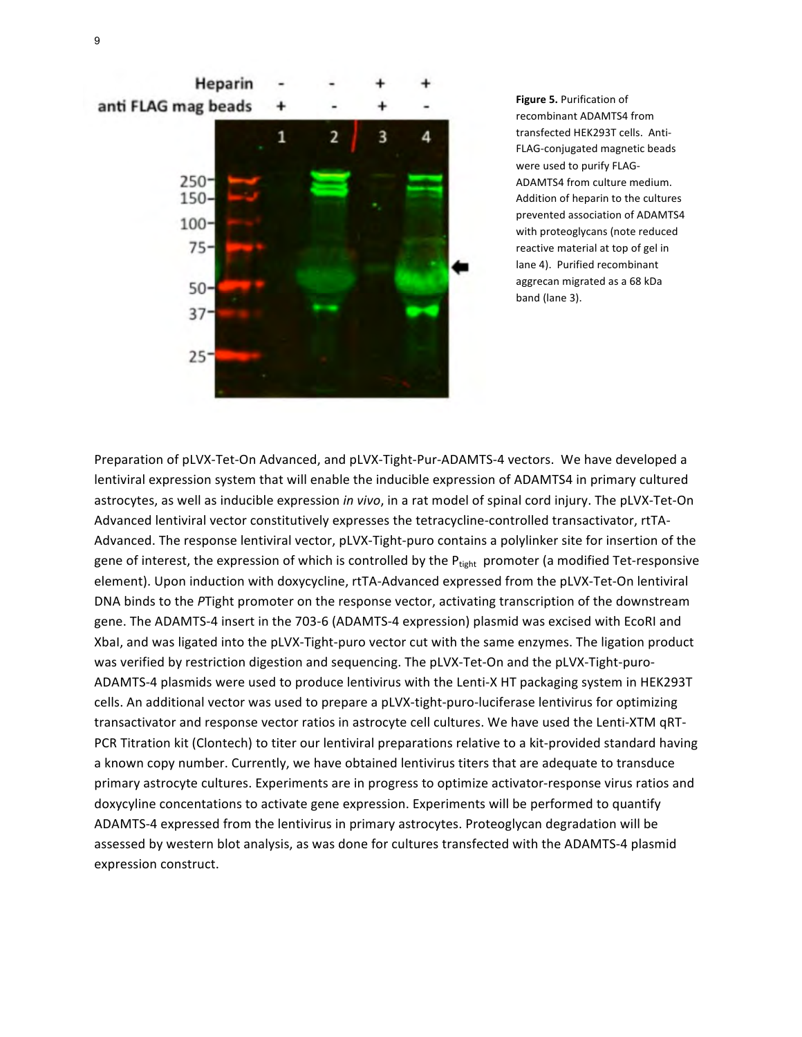**Figure 5.** Purification of recombinant ADAMTS4 from transfected HEK293T cells. Anti-FLAG-conjugated magnetic beads were used to purify FLAG-ADAMTS4 from culture medium. Addition of heparin to the cultures prevented association of ADAMTS4 with proteoglycans (note reduced reactive material at top of gel in lane 4). Purified recombinant aggrecan migrated as a 68 kDa band (lane 3).

Preparation of pLVX-Tet-On Advanced, and pLVX-Tight-Pur-ADAMTS-4 vectors. We have developed a lentiviral expression system that will enable the inducible expression of ADAMTS4 in primary cultured astrocytes, as well as inducible expression *in vivo*, in a rat model of spinal cord injury. The pLVX-Tet-On Advanced lentiviral vector constitutively expresses the tetracycline-controlled transactivator, rtTA-Advanced. The response lentiviral vector, pLVX-Tight-puro contains a polylinker site for insertion of the gene of interest, the expression of which is controlled by the $P_{tight}$ promoter (a modified Tet-responsive element). Upon induction with doxycycline, rtTA-Advanced expressed from the pLVX-Tet-On lentiviral DNA binds to the *P*Tight promoter on the response vector, activating transcription of the downstream gene. The ADAMTS-4 insert in the 703-6 (ADAMTS-4 expression) plasmid was excised with EcoRI and XbaI, and was ligated into the pLVX-Tight-puro vector cut with the same enzymes. The ligation product was verified by restriction digestion and sequencing. The pLVX-Tet-On and the pLVX-Tight-puro-ADAMTS-4 plasmids were used to produce lentivirus with the Lenti-X HT packaging system in HEK293T cells. An additional vector was used to prepare a pLVX-tight-puro-luciferase lentivirus for optimizing transactivator and response vector ratios in astrocyte cell cultures. We have used the Lenti-XTM qRT-PCR Titration kit (Clontech) to titer our lentiviral preparations relative to a kit-provided standard having a known copy number. Currently, we have obtained lentivirus titers that are adequate to transduce primary astrocyte cultures. Experiments are in progress to optimize activator-response virus ratios and doxycyline concentations to activate gene expression. Experiments will be performed to quantify ADAMTS-4 expressed from the lentivirus in primary astrocytes. Proteoglycan degradation will be assessed by western blot analysis, as was done for cultures transfected with the ADAMTS-4 plasmid expression construct.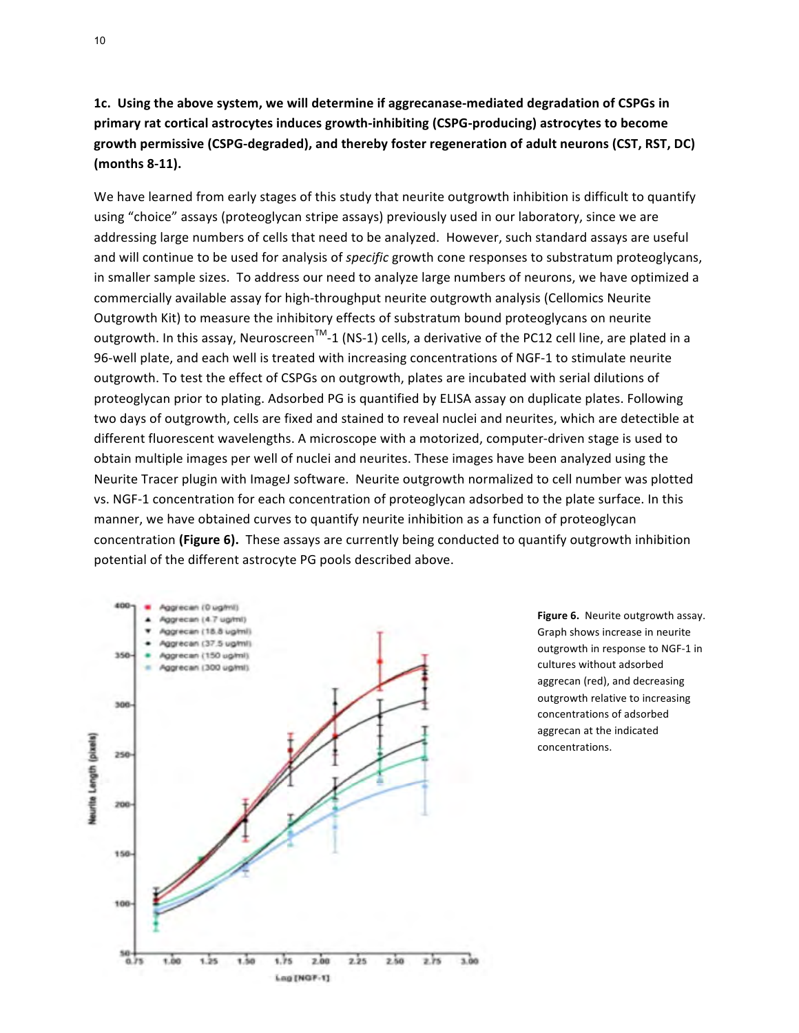**1c. Using the above system, we will determine if aggrecanase-mediated degradation of CSPGs in primary rat cortical astrocytes induces growth-inhibiting (CSPG-producing) astrocytes to become growth permissive (CSPG-degraded), and thereby foster regeneration of adult neurons (CST, RST, DC) (months 8-11).**

We have learned from early stages of this study that neurite outgrowth inhibition is difficult to quantify using "choice" assays (proteoglycan stripe assays) previously used in our laboratory, since we are addressing large numbers of cells that need to be analyzed. However, such standard assays are useful and will continue to be used for analysis of *specific* growth cone responses to substratum proteoglycans, in smaller sample sizes. To address our need to analyze large numbers of neurons, we have optimized a commercially available assay for high-throughput neurite outgrowth analysis (Cellomics Neurite Outgrowth Kit) to measure the inhibitory effects of substratum bound proteoglycans on neurite outgrowth. In this assay, Neuroscreen™-1 (NS-1) cells, a derivative of the PC12 cell line, are plated in a 96-well plate, and each well is treated with increasing concentrations of NGF-1 to stimulate neurite outgrowth. To test the effect of CSPGs on outgrowth, plates are incubated with serial dilutions of proteoglycan prior to plating. Adsorbed PG is quantified by ELISA assay on duplicate plates. Following two days of outgrowth, cells are fixed and stained to reveal nuclei and neurites, which are detectible at different fluorescent wavelengths. A microscope with a motorized, computer-driven stage is used to obtain multiple images per well of nuclei and neurites. These images have been analyzed using the Neurite Tracer plugin with ImageJ software. Neurite outgrowth normalized to cell number was plotted vs. NGF-1 concentration for each concentration of proteoglycan adsorbed to the plate surface. In this manner, we have obtained curves to quantify neurite inhibition as a function of proteoglycan concentration **(Figure 6).** These assays are currently being conducted to quantify outgrowth inhibition potential of the different astrocyte PG pools described above.

**Figure 6.** Neurite outgrowth assay. Graph shows increase in neurite outgrowth in response to NGF-1 in cultures without adsorbed aggrecan (red), and decreasing outgrowth relative to increasing concentrations of adsorbed aggrecan at the indicated concentrations.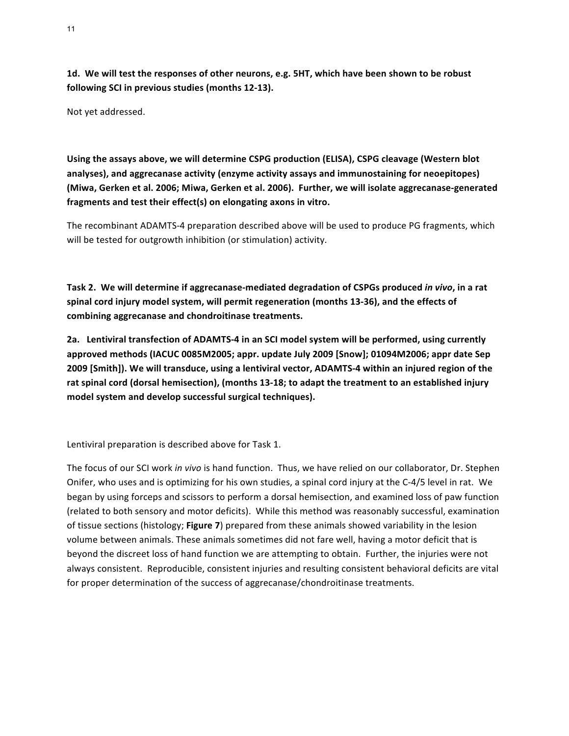**1d. We will test the responses of other neurons, e.g. 5HT, which have been shown to be robust following SCI in previous studies (months 12-13).**

Not yet addressed.

**Using the assays above, we will determine CSPG production (ELISA), CSPG cleavage (Western blot analyses), and aggrecanase activity (enzyme activity assays and immunostaining for neoepitopes) (Miwa, Gerken et al. 2006; Miwa, Gerken et al. 2006). Further, we will isolate aggrecanase-generated fragments and test their effect(s) on elongating axons in vitro.**

The recombinant ADAMTS-4 preparation described above will be used to produce PG fragments, which will be tested for outgrowth inhibition (or stimulation) activity.

**Task 2. We will determine if aggrecanase-mediated degradation of CSPGs produced *in vivo*, in a rat spinal cord injury model system, will permit regeneration (months 13-36), and the effects of combining aggrecanase and chondroitinase treatments.**

**2a. Lentiviral transfection of ADAMTS-4 in an SCI model system will be performed, using currently approved methods (IACUC 0085M2005; appr. update July 2009 [Snow]; 01094M2006; appr date Sep 2009 [Smith]). We will transduce, using a lentiviral vector, ADAMTS-4 within an injured region of the rat spinal cord (dorsal hemisection), (months 13-18; to adapt the treatment to an established injury model system and develop successful surgical techniques).**

Lentiviral preparation is described above for Task 1.

The focus of our SCI work *in vivo* is hand function. Thus, we have relied on our collaborator, Dr. Stephen Onifer, who uses and is optimizing for his own studies, a spinal cord injury at the C-4/5 level in rat. We began by using forceps and scissors to perform a dorsal hemisection, and examined loss of paw function (related to both sensory and motor deficits). While this method was reasonably successful, examination of tissue sections (histology; **Figure 7**) prepared from these animals showed variability in the lesion volume between animals. These animals sometimes did not fare well, having a motor deficit that is beyond the discreet loss of hand function we are attempting to obtain. Further, the injuries were not always consistent. Reproducible, consistent injuries and resulting consistent behavioral deficits are vital for proper determination of the success of aggrecanase/chondroitinase treatments.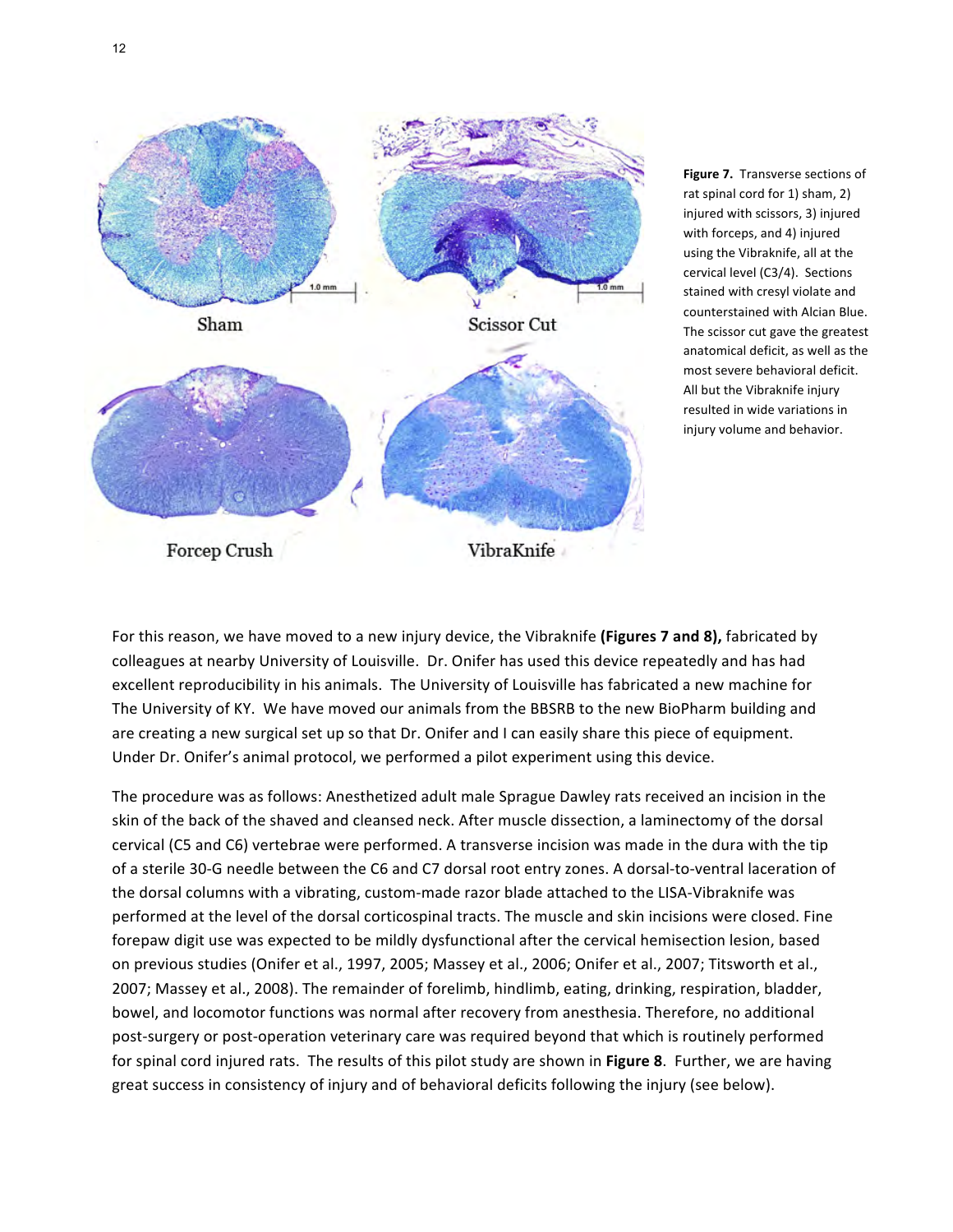**Figure 7.** Transverse sections of rat spinal cord for 1) sham, 2) injured with scissors, 3) injured with forceps, and 4) injured using the Vibraknife, all at the cervical level (C3/4). Sections stained with cresyl violate and counterstained with Alcian Blue. The scissor cut gave the greatest anatomical deficit, as well as the most severe behavioral deficit. All but the Vibraknife injury resulted in wide variations in injury volume and behavior.

For this reason, we have moved to a new injury device, the Vibraknife **(Figures 7 and 8),** fabricated by colleagues at nearby University of Louisville. Dr. Onifer has used this device repeatedly and has had excellent reproducibility in his animals. The University of Louisville has fabricated a new machine for The University of KY. We have moved our animals from the BBSRB to the new BioPharm building and are creating a new surgical set up so that Dr. Onifer and I can easily share this piece of equipment. Under Dr. Onifer's animal protocol, we performed a pilot experiment using this device.

The procedure was as follows: Anesthetized adult male Sprague Dawley rats received an incision in the skin of the back of the shaved and cleansed neck. After muscle dissection, a laminectomy of the dorsal cervical (C5 and C6) vertebrae were performed. A transverse incision was made in the dura with the tip of a sterile 30-G needle between the C6 and C7 dorsal root entry zones. A dorsal-to-ventral laceration of the dorsal columns with a vibrating, custom-made razor blade attached to the LISA-Vibraknife was performed at the level of the dorsal corticospinal tracts. The muscle and skin incisions were closed. Fine forepaw digit use was expected to be mildly dysfunctional after the cervical hemisection lesion, based on previous studies (Onifer et al., 1997, 2005; Massey et al., 2006; Onifer et al., 2007; Titsworth et al., 2007; Massey et al., 2008). The remainder of forelimb, hindlimb, eating, drinking, respiration, bladder, bowel, and locomotor functions was normal after recovery from anesthesia. Therefore, no additional post-surgery or post-operation veterinary care was required beyond that which is routinely performed for spinal cord injured rats. The results of this pilot study are shown in **Figure 8**. Further, we are having great success in consistency of injury and of behavioral deficits following the injury (see below).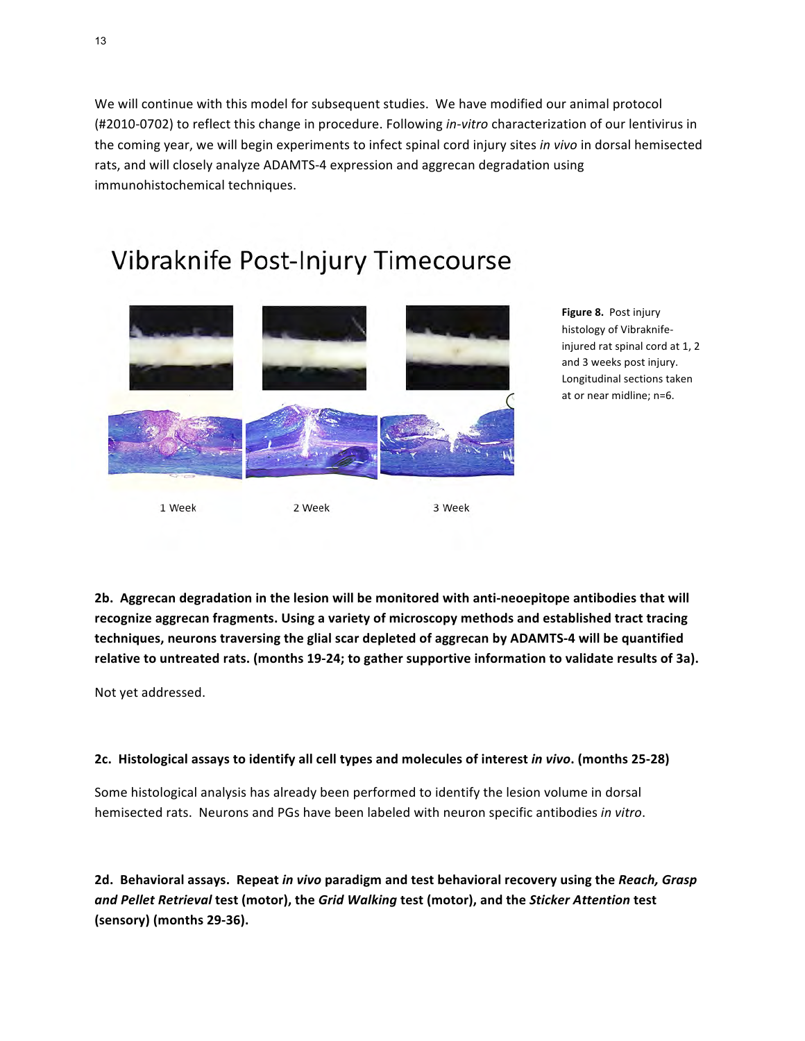We will continue with this model for subsequent studies. We have modified our animal protocol (#2010-0702) to reflect this change in procedure. Following *in-vitro* characterization of our lentivirus in the coming year, we will begin experiments to infect spinal cord injury sites *in vivo* in dorsal hemisected rats, and will closely analyze ADAMTS-4 expression and aggrecan degradation using immunohistochemical techniques.

Vibraknife Post-Injury Timecourse

1 Week 2 Week 3 Week

**Figure 8.** Post injury histology of Vibraknife-injured rat spinal cord at 1, 2 and 3 weeks post injury. Longitudinal sections taken at or near midline; n=6.

**2b. Aggrecan degradation in the lesion will be monitored with anti-neoepitope antibodies that will recognize aggrecan fragments. Using a variety of microscopy methods and established tract tracing techniques, neurons traversing the glial scar depleted of aggrecan by ADAMTS-4 will be quantified relative to untreated rats. (months 19-24; to gather supportive information to validate results of 3a).**

Not yet addressed.

**2c. Histological assays to identify all cell types and molecules of interest *in vivo*. (months 25-28)**

Some histological analysis has already been performed to identify the lesion volume in dorsal hemisected rats. Neurons and PGs have been labeled with neuron specific antibodies *in vitro*.

**2d. Behavioral assays. Repeat *in vivo* paradigm and test behavioral recovery using the *Reach, Grasp and Pellet Retrieval* test (motor), the *Grid Walking* test (motor), and the *Sticker Attention* test (sensory) (months 29-36).**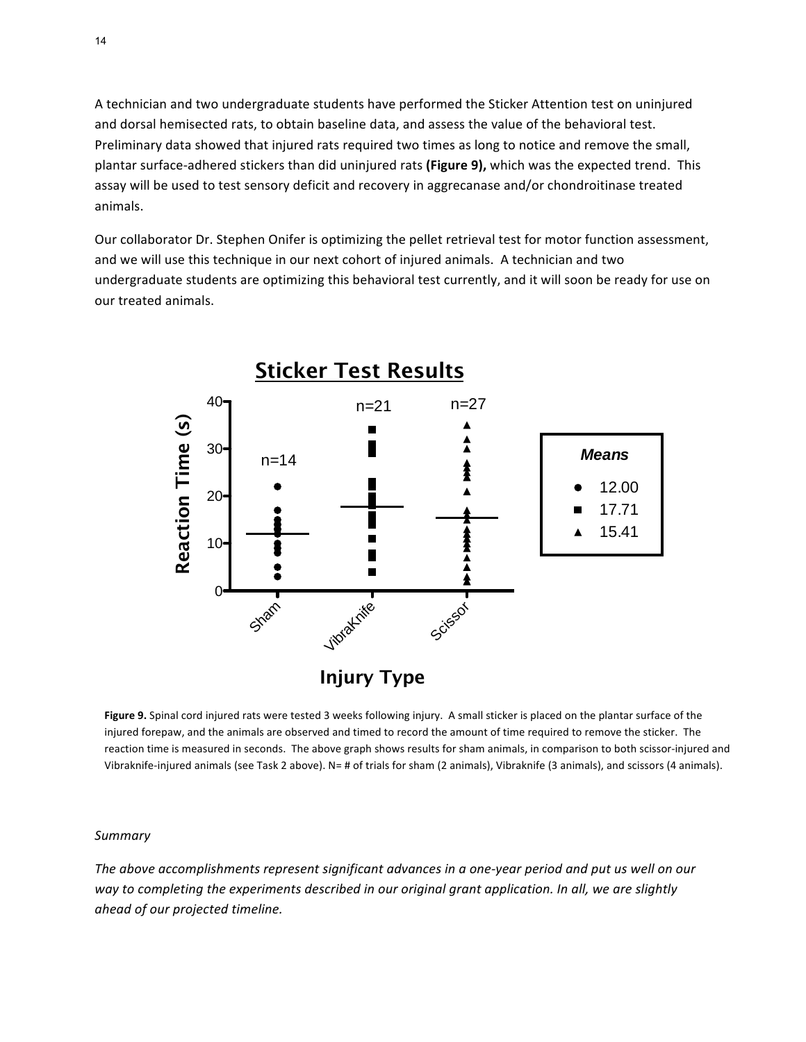A technician and two undergraduate students have performed the Sticker Attention test on uninjured and dorsal hemisected rats, to obtain baseline data, and assess the value of the behavioral test. Preliminary data showed that injured rats required two times as long to notice and remove the small, plantar surface-adhered stickers than did uninjured rats **(Figure 9),** which was the expected trend. This assay will be used to test sensory deficit and recovery in aggrecanase and/or chondroitinase treated animals.

Our collaborator Dr. Stephen Onifer is optimizing the pellet retrieval test for motor function assessment, and we will use this technique in our next cohort of injured animals. A technician and two undergraduate students are optimizing this behavioral test currently, and it will soon be ready for use on our treated animals.

**Figure 9.** Spinal cord injured rats were tested 3 weeks following injury. A small sticker is placed on the plantar surface of the injured forepaw, and the animals are observed and timed to record the amount of time required to remove the sticker. The reaction time is measured in seconds. The above graph shows results for sham animals, in comparison to both scissor-injured and Vibraknife-injured animals (see Task 2 above). N= # of trials for sham (2 animals), Vibraknife (3 animals), and scissors (4 animals).

*Summary*

*The above accomplishments represent significant advances in a one-year period and put us well on our way to completing the experiments described in our original grant application. In all, we are slightly ahead of our projected timeline.*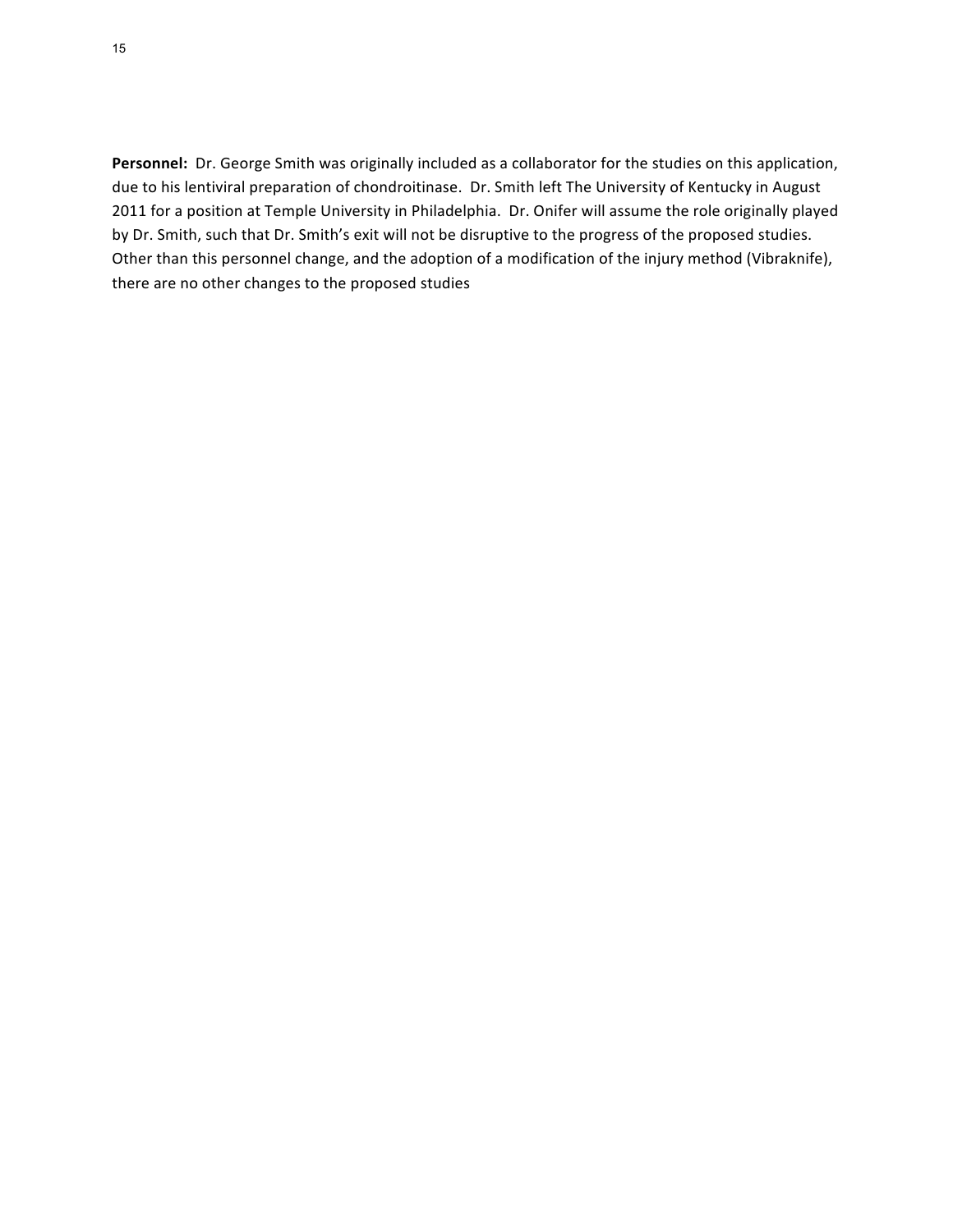**Personnel:** Dr. George Smith was originally included as a collaborator for the studies on this application, due to his lentiviral preparation of chondroitinase. Dr. Smith left The University of Kentucky in August 2011 for a position at Temple University in Philadelphia. Dr. Onifer will assume the role originally played by Dr. Smith, such that Dr. Smith's exit will not be disruptive to the progress of the proposed studies. Other than this personnel change, and the adoption of a modification of the injury method (Vibraknife), there are no other changes to the proposed studies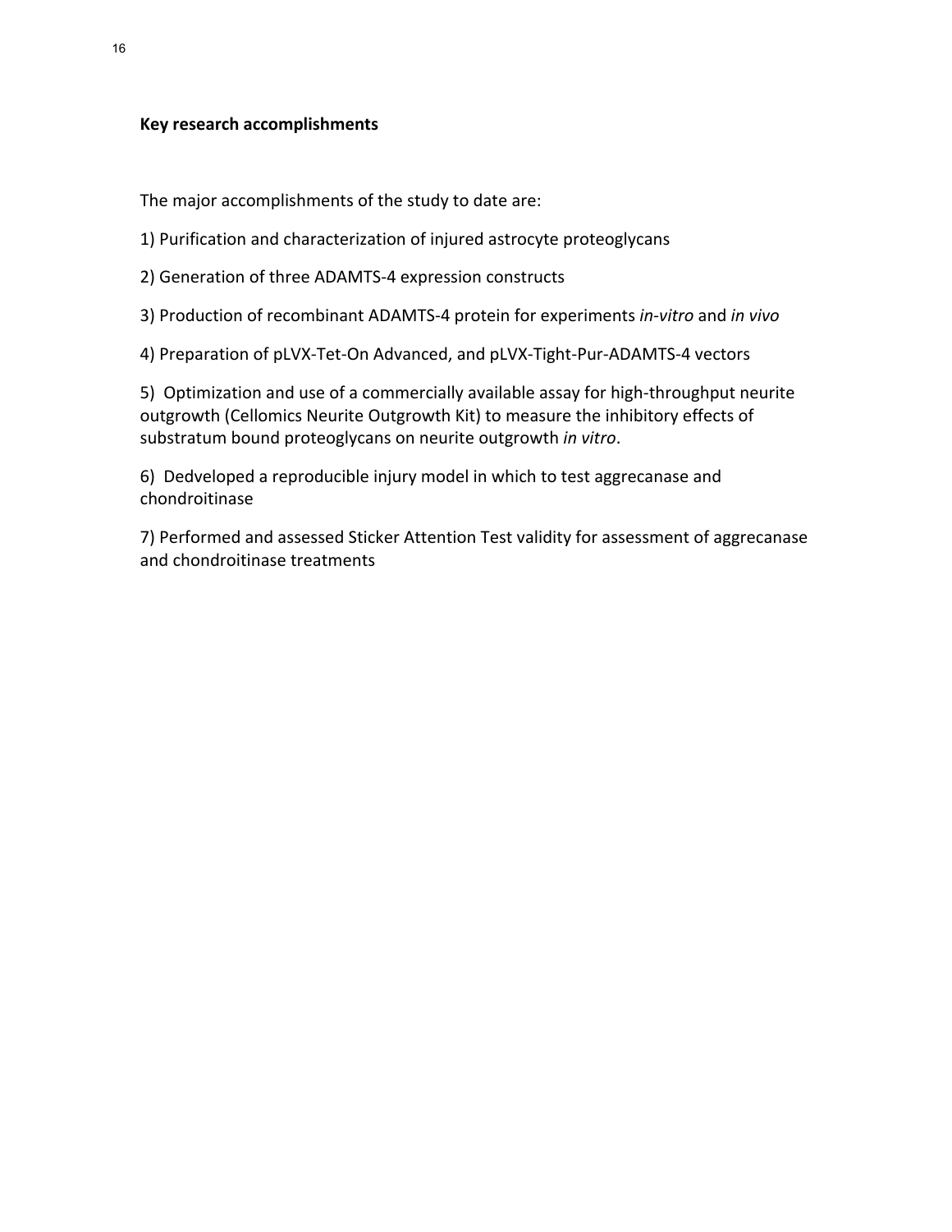**Key research accomplishments**

The major accomplishments of the study to date are:

1) Purification and characterization of injured astrocyte proteoglycans

2) Generation of three ADAMTS-4 expression constructs

3) Production of recombinant ADAMTS-4 protein for experiments *in-vitro* and *in vivo*

4) Preparation of pLVX-Tet-On Advanced, and pLVX-Tight-Pur-ADAMTS-4 vectors

5) Optimization and use of a commercially available assay for high-throughput neurite outgrowth (Cellomics Neurite Outgrowth Kit) to measure the inhibitory effects of substratum bound proteoglycans on neurite outgrowth *in vitro*.

6) Dedveloped a reproducible injury model in which to test aggrecanase and chondroitinase

7) Performed and assessed Sticker Attention Test validity for assessment of aggrecanase and chondroitinase treatments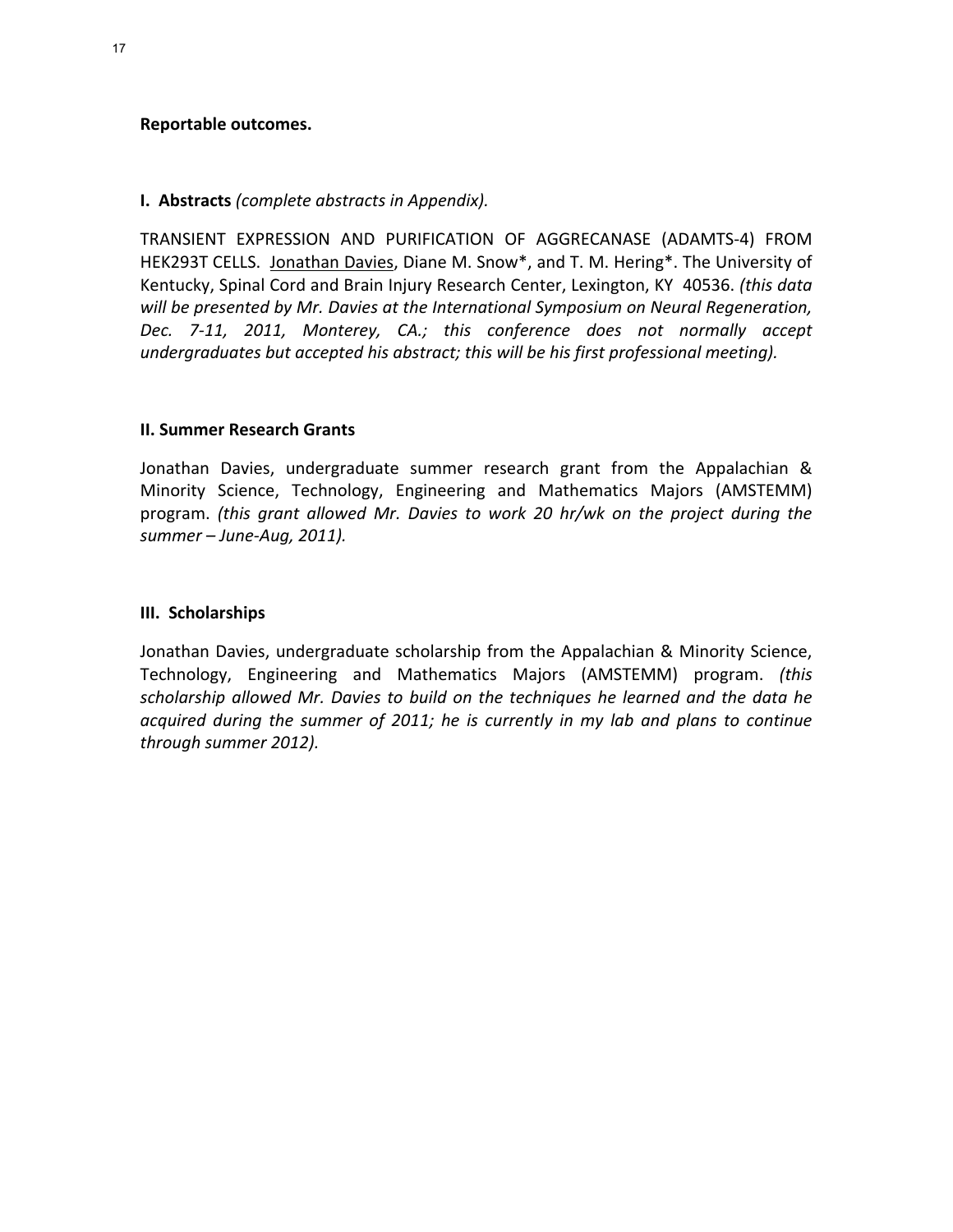**Reportable outcomes.**

**I. Abstracts** *(complete abstracts in Appendix).*

TRANSIENT EXPRESSION AND PURIFICATION OF AGGRECANASE (ADAMTS-4) FROM HEK293T CELLS. <u>Jonathan Davies</u>, Diane M. Snow*, and T. M. Hering*. The University of Kentucky, Spinal Cord and Brain Injury Research Center, Lexington, KY 40536. *(this data will be presented by Mr. Davies at the International Symposium on Neural Regeneration, Dec. 7-11, 2011, Monterey, CA.; this conference does not normally accept undergraduates but accepted his abstract; this will be his first professional meeting).*

**II. Summer Research Grants**

Jonathan Davies, undergraduate summer research grant from the Appalachian & Minority Science, Technology, Engineering and Mathematics Majors (AMSTEMM) program. *(this grant allowed Mr. Davies to work 20 hr/wk on the project during the summer – June-Aug, 2011).*

**III. Scholarships**

Jonathan Davies, undergraduate scholarship from the Appalachian & Minority Science, Technology, Engineering and Mathematics Majors (AMSTEMM) program. *(this scholarship allowed Mr. Davies to build on the techniques he learned and the data he acquired during the summer of 2011; he is currently in my lab and plans to continue through summer 2012).*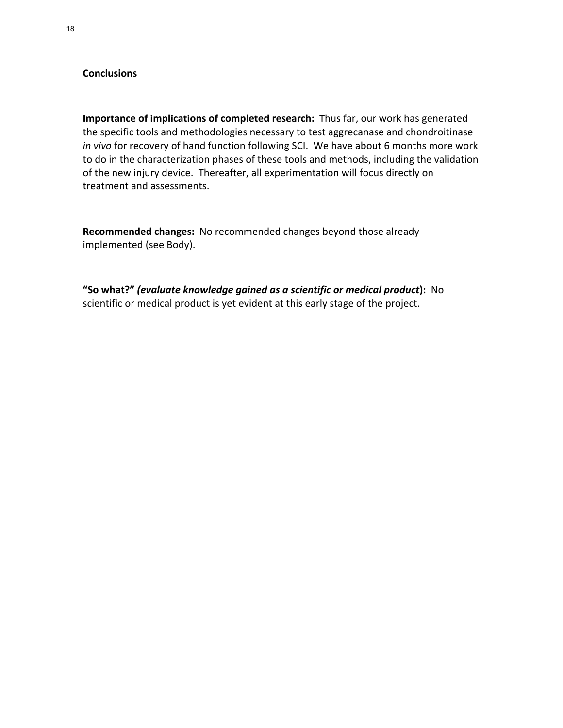**Conclusions**

**Importance of implications of completed research:** Thus far, our work has generated the specific tools and methodologies necessary to test aggrecanase and chondroitinase *in vivo* for recovery of hand function following SCI. We have about 6 months more work to do in the characterization phases of these tools and methods, including the validation of the new injury device. Thereafter, all experimentation will focus directly on treatment and assessments.

**Recommended changes:** No recommended changes beyond those already implemented (see Body).

**"So what?" *(evaluate knowledge gained as a scientific or medical product*):** No scientific or medical product is yet evident at this early stage of the project.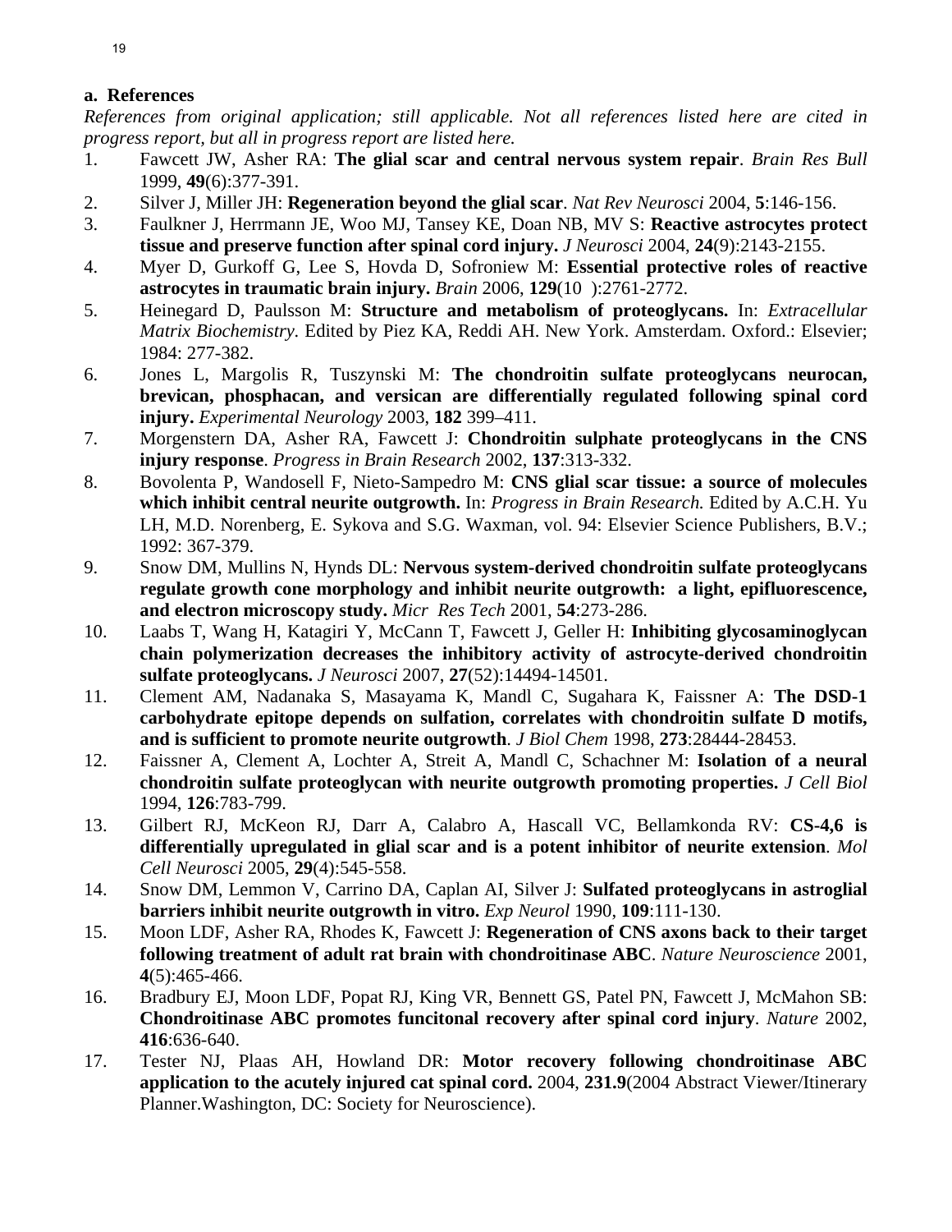### a. References

*References from original application; still applicable. Not all references listed here are cited in progress report, but all in progress report are listed here.*

1. Fawcett JW, Asher RA: **The glial scar and central nervous system repair**. *Brain Res Bull* 1999, **49**(6):377-391.
2. Silver J, Miller JH: **Regeneration beyond the glial scar**. *Nat Rev Neurosci* 2004, **5**:146-156.
3. Faulkner J, Herrmann JE, Woo MJ, Tansey KE, Doan NB, MV S: **Reactive astrocytes protect tissue and preserve function after spinal cord injury.** *J Neurosci* 2004, **24**(9):2143-2155.
4. Myer D, Gurkoff G, Lee S, Hovda D, Sofroniew M: **Essential protective roles of reactive astrocytes in traumatic brain injury.** *Brain* 2006, **129**(10 ):2761-2772.
5. Heinegard D, Paulsson M: **Structure and metabolism of proteoglycans.** In: *Extracellular Matrix Biochemistry.* Edited by Piez KA, Reddi AH. New York. Amsterdam. Oxford.: Elsevier; 1984: 277-382.
6. Jones L, Margolis R, Tuszynski M: **The chondroitin sulfate proteoglycans neurocan, brevican, phosphacan, and versican are differentially regulated following spinal cord injury.** *Experimental Neurology* 2003, **182** 399–411.
7. Morgenstern DA, Asher RA, Fawcett J: **Chondroitin sulphate proteoglycans in the CNS injury response**. *Progress in Brain Research* 2002, **137**:313-332.
8. Bovolenta P, Wandosell F, Nieto-Sampedro M: **CNS glial scar tissue: a source of molecules which inhibit central neurite outgrowth.** In: *Progress in Brain Research.* Edited by A.C.H. Yu LH, M.D. Norenberg, E. Sykova and S.G. Waxman, vol. 94: Elsevier Science Publishers, B.V.; 1992: 367-379.
9. Snow DM, Mullins N, Hynds DL: **Nervous system-derived chondroitin sulfate proteoglycans regulate growth cone morphology and inhibit neurite outgrowth: a light, epifluorescence, and electron microscopy study.** *Micr Res Tech* 2001, **54**:273-286.
10. Laabs T, Wang H, Katagiri Y, McCann T, Fawcett J, Geller H: **Inhibiting glycosaminoglycan chain polymerization decreases the inhibitory activity of astrocyte-derived chondroitin sulfate proteoglycans.** *J Neurosci* 2007, **27**(52):14494-14501.
11. Clement AM, Nadanaka S, Masayama K, Mandl C, Sugahara K, Faissner A: **The DSD-1 carbohydrate epitope depends on sulfation, correlates with chondroitin sulfate D motifs, and is sufficient to promote neurite outgrowth**. *J Biol Chem* 1998, **273**:28444-28453.
12. Faissner A, Clement A, Lochter A, Streit A, Mandl C, Schachner M: **Isolation of a neural chondroitin sulfate proteoglycan with neurite outgrowth promoting properties.** *J Cell Biol* 1994, **126**:783-799.
13. Gilbert RJ, McKeon RJ, Darr A, Calabro A, Hascall VC, Bellamkonda RV: **CS-4,6 is differentially upregulated in glial scar and is a potent inhibitor of neurite extension**. *Mol Cell Neurosci* 2005, **29**(4):545-558.
14. Snow DM, Lemmon V, Carrino DA, Caplan AI, Silver J: **Sulfated proteoglycans in astroglial barriers inhibit neurite outgrowth in vitro.** *Exp Neurol* 1990, **109**:111-130.
15. Moon LDF, Asher RA, Rhodes K, Fawcett J: **Regeneration of CNS axons back to their target following treatment of adult rat brain with chondroitinase ABC**. *Nature Neuroscience* 2001, **4**(5):465-466.
16. Bradbury EJ, Moon LDF, Popat RJ, King VR, Bennett GS, Patel PN, Fawcett J, McMahon SB: **Chondroitinase ABC promotes funcitonal recovery after spinal cord injury**. *Nature* 2002, **416**:636-640.
17. Tester NJ, Plaas AH, Howland DR: **Motor recovery following chondroitinase ABC application to the acutely injured cat spinal cord.** 2004, **231.9**(2004 Abstract Viewer/Itinerary Planner.Washington, DC: Society for Neuroscience).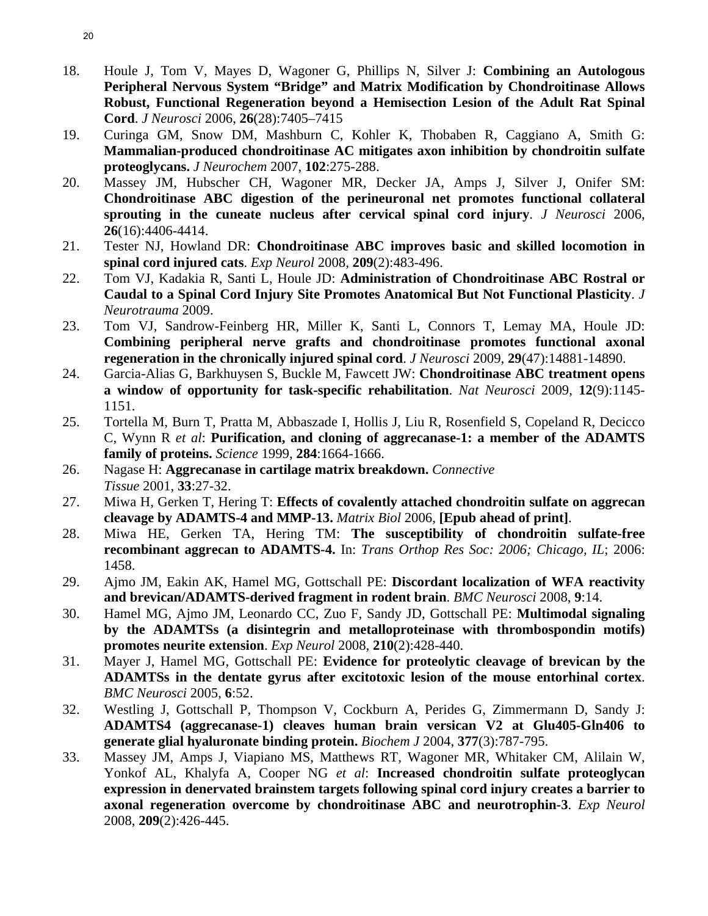18. Houle J, Tom V, Mayes D, Wagoner G, Phillips N, Silver J: **Combining an Autologous Peripheral Nervous System "Bridge" and Matrix Modification by Chondroitinase Allows Robust, Functional Regeneration beyond a Hemisection Lesion of the Adult Rat Spinal Cord**. *J Neurosci* 2006, **26**(28):7405–7415
19. Curinga GM, Snow DM, Mashburn C, Kohler K, Thobaben R, Caggiano A, Smith G: **Mammalian-produced chondroitinase AC mitigates axon inhibition by chondroitin sulfate proteoglycans.** *J Neurochem* 2007, **102**:275-288.
20. Massey JM, Hubscher CH, Wagoner MR, Decker JA, Amps J, Silver J, Onifer SM: **Chondroitinase ABC digestion of the perineuronal net promotes functional collateral sprouting in the cuneate nucleus after cervical spinal cord injury**. *J Neurosci* 2006, **26**(16):4406-4414.
21. Tester NJ, Howland DR: **Chondroitinase ABC improves basic and skilled locomotion in spinal cord injured cats**. *Exp Neurol* 2008, **209**(2):483-496.
22. Tom VJ, Kadakia R, Santi L, Houle JD: **Administration of Chondroitinase ABC Rostral or Caudal to a Spinal Cord Injury Site Promotes Anatomical But Not Functional Plasticity**. *J Neurotrauma* 2009.
23. Tom VJ, Sandrow-Feinberg HR, Miller K, Santi L, Connors T, Lemay MA, Houle JD: **Combining peripheral nerve grafts and chondroitinase promotes functional axonal regeneration in the chronically injured spinal cord**. *J Neurosci* 2009, **29**(47):14881-14890.
24. Garcia-Alias G, Barkhuysen S, Buckle M, Fawcett JW: **Chondroitinase ABC treatment opens a window of opportunity for task-specific rehabilitation**. *Nat Neurosci* 2009, **12**(9):1145-1151.
25. Tortella M, Burn T, Pratta M, Abbaszade I, Hollis J, Liu R, Rosenfield S, Copeland R, Decicco C, Wynn R *et al*: **Purification, and cloning of aggrecanase-1: a member of the ADAMTS family of proteins.** *Science* 1999, **284**:1664-1666.
26. Nagase H: **Aggrecanase in cartilage matrix breakdown.** *Connective Tissue* 2001, **33**:27-32.
27. Miwa H, Gerken T, Hering T: **Effects of covalently attached chondroitin sulfate on aggrecan cleavage by ADAMTS-4 and MMP-13.** *Matrix Biol* 2006, **[Epub ahead of print]**.
28. Miwa HE, Gerken TA, Hering TM: **The susceptibility of chondroitin sulfate-free recombinant aggrecan to ADAMTS-4.** In: *Trans Orthop Res Soc: 2006; Chicago, IL*; 2006: 1458.
29. Ajmo JM, Eakin AK, Hamel MG, Gottschall PE: **Discordant localization of WFA reactivity and brevican/ADAMTS-derived fragment in rodent brain**. *BMC Neurosci* 2008, **9**:14.
30. Hamel MG, Ajmo JM, Leonardo CC, Zuo F, Sandy JD, Gottschall PE: **Multimodal signaling by the ADAMTSs (a disintegrin and metalloproteinase with thrombospondin motifs) promotes neurite extension**. *Exp Neurol* 2008, **210**(2):428-440.
31. Mayer J, Hamel MG, Gottschall PE: **Evidence for proteolytic cleavage of brevican by the ADAMTSs in the dentate gyrus after excitotoxic lesion of the mouse entorhinal cortex**. *BMC Neurosci* 2005, **6**:52.
32. Westling J, Gottschall P, Thompson V, Cockburn A, Perides G, Zimmermann D, Sandy J: **ADAMTS4 (aggrecanase-1) cleaves human brain versican V2 at Glu405-Gln406 to generate glial hyaluronate binding protein.** *Biochem J* 2004, **377**(3):787-795.
33. Massey JM, Amps J, Viapiano MS, Matthews RT, Wagoner MR, Whitaker CM, Alilain W, Yonkof AL, Khalyfa A, Cooper NG *et al*: **Increased chondroitin sulfate proteoglycan expression in denervated brainstem targets following spinal cord injury creates a barrier to axonal regeneration overcome by chondroitinase ABC and neurotrophin-3**. *Exp Neurol* 2008, **209**(2):426-445.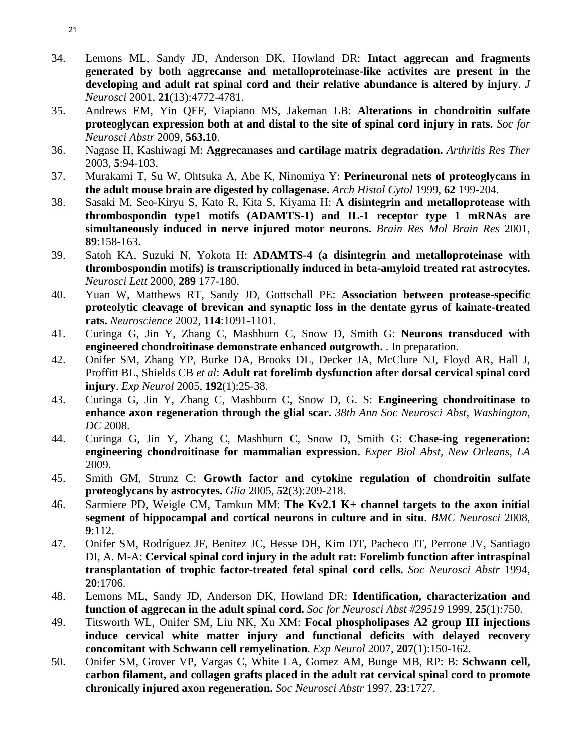34. Lemons ML, Sandy JD, Anderson DK, Howland DR: **Intact aggrecan and fragments generated by both aggrecanse and metalloproteinase-like activites are present in the developing and adult rat spinal cord and their relative abundance is altered by injury**. *J Neurosci* 2001, **21**(13):4772-4781.
35. Andrews EM, Yin QFF, Viapiano MS, Jakeman LB: **Alterations in chondroitin sulfate proteoglycan expression both at and distal to the site of spinal cord injury in rats.** *Soc for Neurosci Abstr* 2009, **563.10**.
36. Nagase H, Kashiwagi M: **Aggrecanases and cartilage matrix degradation.** *Arthritis Res Ther* 2003, **5**:94-103.
37. Murakami T, Su W, Ohtsuka A, Abe K, Ninomiya Y: **Perineuronal nets of proteoglycans in the adult mouse brain are digested by collagenase.** *Arch Histol Cytol* 1999, **62** 199-204.
38. Sasaki M, Seo-Kiryu S, Kato R, Kita S, Kiyama H: **A disintegrin and metalloprotease with thrombospondin type1 motifs (ADAMTS-1) and IL-1 receptor type 1 mRNAs are simultaneously induced in nerve injured motor neurons.** *Brain Res Mol Brain Res* 2001, **89**:158-163.
39. Satoh KA, Suzuki N, Yokota H: **ADAMTS-4 (a disintegrin and metalloproteinase with thrombospondin motifs) is transcriptionally induced in beta-amyloid treated rat astrocytes.** *Neurosci Lett* 2000, **289** 177-180.
40. Yuan W, Matthews RT, Sandy JD, Gottschall PE: **Association between protease-specific proteolytic cleavage of brevican and synaptic loss in the dentate gyrus of kainate-treated rats.** *Neuroscience* 2002, **114**:1091-1101.
41. Curinga G, Jin Y, Zhang C, Mashburn C, Snow D, Smith G: **Neurons transduced with engineered chondroitinase demonstrate enhanced outgrowth.** . In preparation.
42. Onifer SM, Zhang YP, Burke DA, Brooks DL, Decker JA, McClure NJ, Floyd AR, Hall J, Proffitt BL, Shields CB *et al*: **Adult rat forelimb dysfunction after dorsal cervical spinal cord injury**. *Exp Neurol* 2005, **192**(1):25-38.
43. Curinga G, Jin Y, Zhang C, Mashburn C, Snow D, G. S: **Engineering chondroitinase to enhance axon regeneration through the glial scar.** *38th Ann Soc Neurosci Abst, Washington, DC* 2008.
44. Curinga G, Jin Y, Zhang C, Mashburn C, Snow D, Smith G: **Chase-ing regeneration: engineering chondroitinase for mammalian expression.** *Exper Biol Abst, New Orleans, LA* 2009.
45. Smith GM, Strunz C: **Growth factor and cytokine regulation of chondroitin sulfate proteoglycans by astrocytes.** *Glia* 2005, **52**(3):209-218.
46. Sarmiere PD, Weigle CM, Tamkun MM: **The Kv2.1 K+ channel targets to the axon initial segment of hippocampal and cortical neurons in culture and in situ**. *BMC Neurosci* 2008, **9**:112.
47. Onifer SM, Rodríguez JF, Benitez JC, Hesse DH, Kim DT, Pacheco JT, Perrone JV, Santiago DI, A. M-A: **Cervical spinal cord injury in the adult rat: Forelimb function after intraspinal transplantation of trophic factor-treated fetal spinal cord cells.** *Soc Neurosci Abstr* 1994, **20**:1706.
48. Lemons ML, Sandy JD, Anderson DK, Howland DR: **Identification, characterization and function of aggrecan in the adult spinal cord.** *Soc for Neurosci Abst #29519* 1999, **25**(1):750.
49. Titsworth WL, Onifer SM, Liu NK, Xu XM: **Focal phospholipases A2 group III injections induce cervical white matter injury and functional deficits with delayed recovery concomitant with Schwann cell remyelination**. *Exp Neurol* 2007, **207**(1):150-162.
50. Onifer SM, Grover VP, Vargas C, White LA, Gomez AM, Bunge MB, RP: B: **Schwann cell, carbon filament, and collagen grafts placed in the adult rat cervical spinal cord to promote chronically injured axon regeneration.** *Soc Neurosci Abstr* 1997, **23**:1727.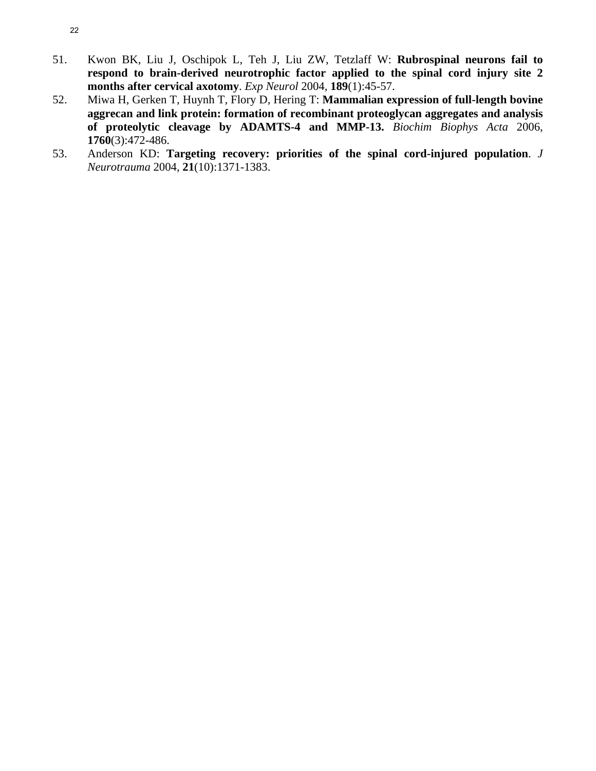51. Kwon BK, Liu J, Oschipok L, Teh J, Liu ZW, Tetzlaff W: **Rubrospinal neurons fail to respond to brain-derived neurotrophic factor applied to the spinal cord injury site 2 months after cervical axotomy**. *Exp Neurol* 2004, **189**(1):45-57.
52. Miwa H, Gerken T, Huynh T, Flory D, Hering T: **Mammalian expression of full-length bovine aggrecan and link protein: formation of recombinant proteoglycan aggregates and analysis of proteolytic cleavage by ADAMTS-4 and MMP-13.** *Biochim Biophys Acta* 2006, **1760**(3):472-486.
53. Anderson KD: **Targeting recovery: priorities of the spinal cord-injured population**. *J Neurotrauma* 2004, **21**(10):1371-1383.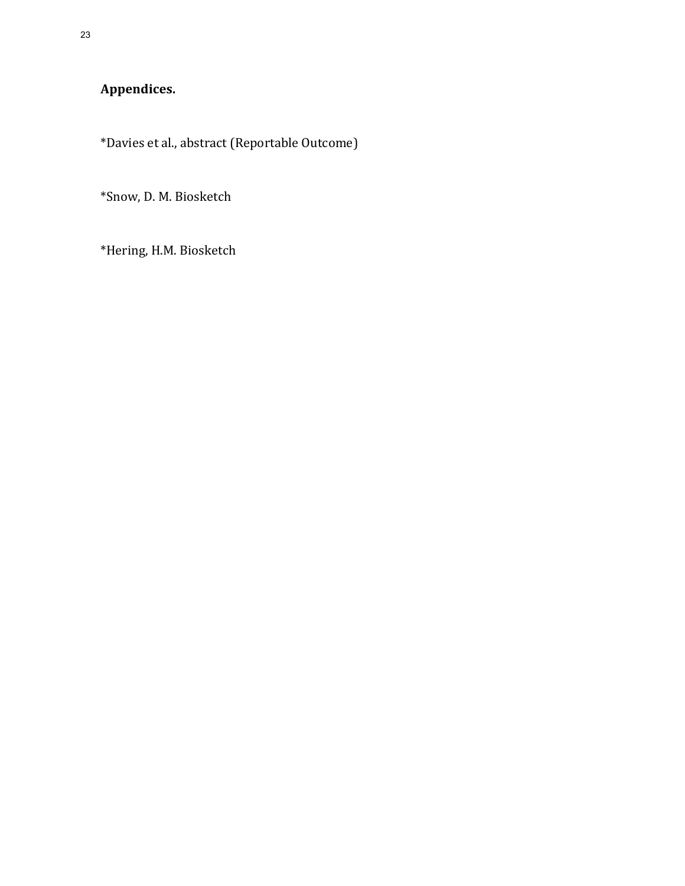**Appendices.**

*Davies et al., abstract (Reportable Outcome)

*Snow, D. M. Biosketch

*Hering, H.M. Biosketch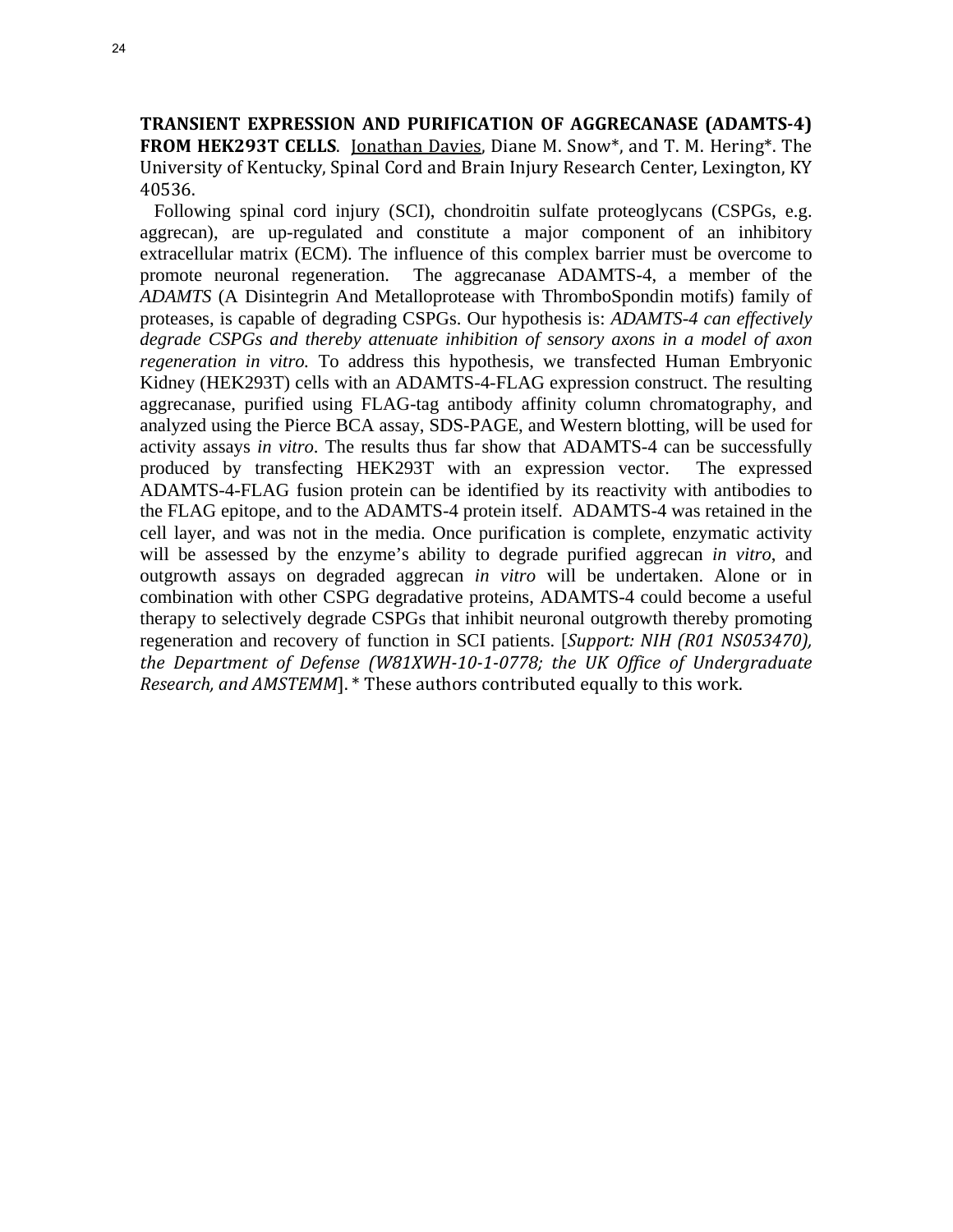**TRANSIENT EXPRESSION AND PURIFICATION OF AGGRECANASE (ADAMTS-4) FROM HEK293T CELLS**. Jonathan Davies, Diane M. Snow*, and T. M. Hering*. The University of Kentucky, Spinal Cord and Brain Injury Research Center, Lexington, KY 40536.

Following spinal cord injury (SCI), chondroitin sulfate proteoglycans (CSPGs, e.g. aggrecan), are up-regulated and constitute a major component of an inhibitory extracellular matrix (ECM). The influence of this complex barrier must be overcome to promote neuronal regeneration. The aggrecanase ADAMTS-4, a member of the *ADAMTS* (A Disintegrin And Metalloprotease with ThromboSpondin motifs) family of proteases, is capable of degrading CSPGs. Our hypothesis is: *ADAMTS-4 can effectively degrade CSPGs and thereby attenuate inhibition of sensory axons in a model of axon regeneration in vitro.* To address this hypothesis, we transfected Human Embryonic Kidney (HEK293T) cells with an ADAMTS-4-FLAG expression construct. The resulting aggrecanase, purified using FLAG-tag antibody affinity column chromatography, and analyzed using the Pierce BCA assay, SDS-PAGE, and Western blotting, will be used for activity assays *in vitro*. The results thus far show that ADAMTS-4 can be successfully produced by transfecting HEK293T with an expression vector. The expressed ADAMTS-4-FLAG fusion protein can be identified by its reactivity with antibodies to the FLAG epitope, and to the ADAMTS-4 protein itself. ADAMTS-4 was retained in the cell layer, and was not in the media. Once purification is complete, enzymatic activity will be assessed by the enzyme's ability to degrade purified aggrecan *in vitro*, and outgrowth assays on degraded aggrecan *in vitro* will be undertaken. Alone or in combination with other CSPG degradative proteins, ADAMTS-4 could become a useful therapy to selectively degrade CSPGs that inhibit neuronal outgrowth thereby promoting regeneration and recovery of function in SCI patients. [*Support: NIH (R01 NS053470), the Department of Defense (W81XWH-10-1-0778; the UK Office of Undergraduate Research, and AMSTEMM*]. * These authors contributed equally to this work.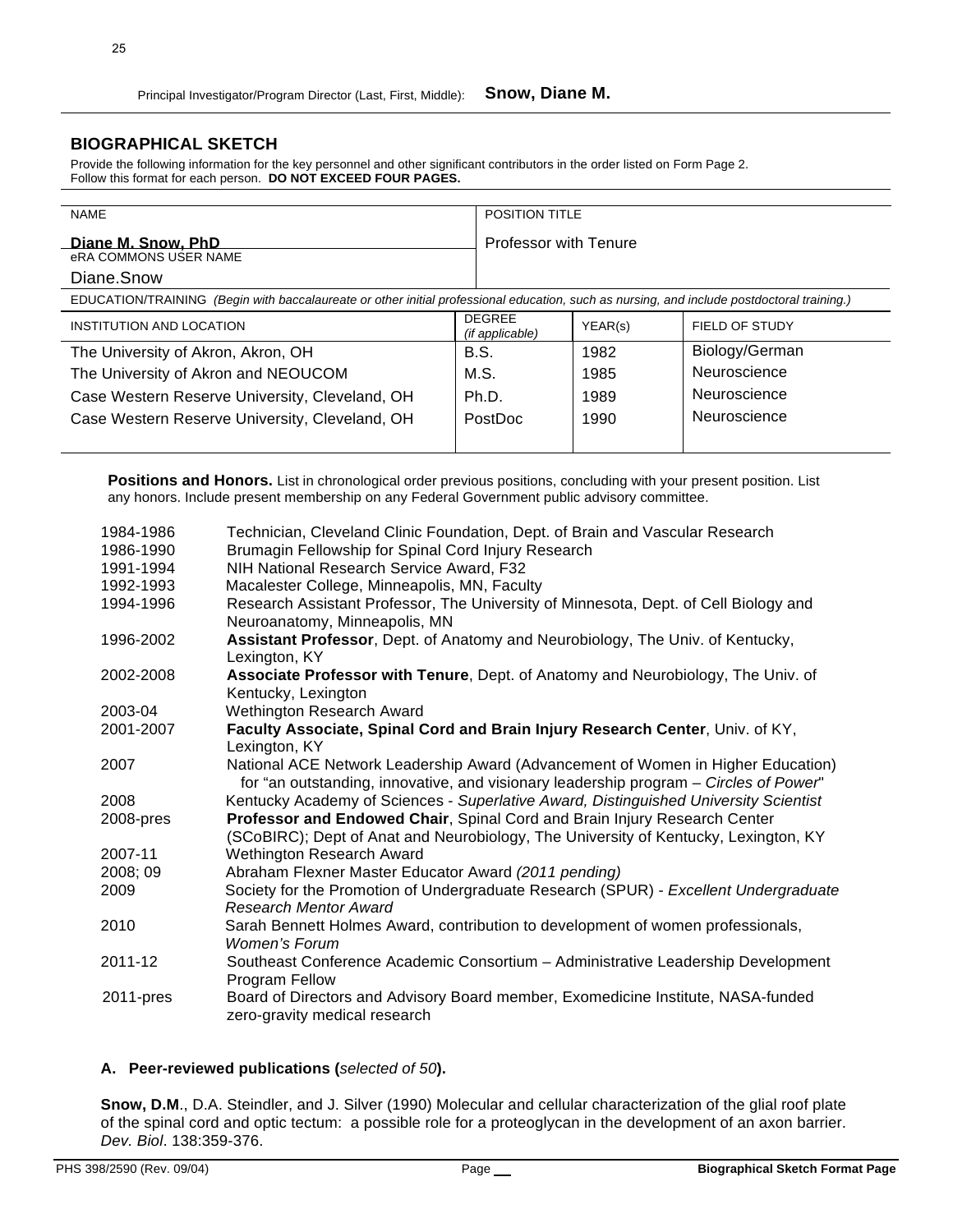Principal Investigator/Program Director (Last, First, Middle): **Snow, Diane M.**

## BIOGRAPHICAL SKETCH

Provide the following information for the key personnel and other significant contributors in the order listed on Form Page 2.
Follow this format for each person. **DO NOT EXCEED FOUR PAGES.**

| NAME | POSITION TITLE |
|---|---|
| **Diane M. Snow, PhD** | Professor with Tenure |
| eRA COMMONS USER NAME<br>Diane.Snow | |

EDUCATION/TRAINING *(Begin with baccalaureate or other initial professional education, such as nursing, and include postdoctoral training.)*

| INSTITUTION AND LOCATION | DEGREE *(if applicable)* | YEAR(s) | FIELD OF STUDY |
|---|---|---|---|
| The University of Akron, Akron, OH | B.S. | 1982 | Biology/German |
| The University of Akron and NEOUCOM | M.S. | 1985 | Neuroscience |
| Case Western Reserve University, Cleveland, OH | Ph.D. | 1989 | Neuroscience |
| Case Western Reserve University, Cleveland, OH | PostDoc | 1990 | Neuroscience |

**Positions and Honors.** List in chronological order previous positions, concluding with your present position. List any honors. Include present membership on any Federal Government public advisory committee.

| | |
|---|---|
| 1984-1986 | Technician, Cleveland Clinic Foundation, Dept. of Brain and Vascular Research |
| 1986-1990 | Brumagin Fellowship for Spinal Cord Injury Research |
| 1991-1994 | NIH National Research Service Award, F32 |
| 1992-1993 | Macalester College, Minneapolis, MN, Faculty |
| 1994-1996 | Research Assistant Professor, The University of Minnesota, Dept. of Cell Biology and Neuroanatomy, Minneapolis, MN |
| 1996-2002 | **Assistant Professor**, Dept. of Anatomy and Neurobiology, The Univ. of Kentucky, Lexington, KY |
| 2002-2008 | **Associate Professor with Tenure**, Dept. of Anatomy and Neurobiology, The Univ. of Kentucky, Lexington |
| 2003-04 | Wethington Research Award |
| 2001-2007 | **Faculty Associate, Spinal Cord and Brain Injury Research Center**, Univ. of KY, Lexington, KY |
| 2007 | National ACE Network Leadership Award (Advancement of Women in Higher Education) for "an outstanding, innovative, and visionary leadership program – *Circles of Power*" |
| 2008 | Kentucky Academy of Sciences - *Superlative Award, Distinguished University Scientist* |
| 2008-pres | **Professor and Endowed Chair**, Spinal Cord and Brain Injury Research Center (SCoBIRC); Dept of Anat and Neurobiology, The University of Kentucky, Lexington, KY |
| 2007-11 | Wethington Research Award |
| 2008; 09 | Abraham Flexner Master Educator Award *(2011 pending)* |
| 2009 | Society for the Promotion of Undergraduate Research (SPUR) - *Excellent Undergraduate Research Mentor Award* |
| 2010 | Sarah Bennett Holmes Award, contribution to development of women professionals, *Women's Forum* |
| 2011-12 | Southeast Conference Academic Consortium – Administrative Leadership Development Program Fellow |
| 2011-pres | Board of Directors and Advisory Board member, Exomedicine Institute, NASA-funded zero-gravity medical research |

### A. Peer-reviewed publications (*selected of 50*).

**Snow, D.M**., D.A. Steindler, and J. Silver (1990) Molecular and cellular characterization of the glial roof plate of the spinal cord and optic tectum: a possible role for a proteoglycan in the development of an axon barrier. *Dev. Biol*. 138:359-376.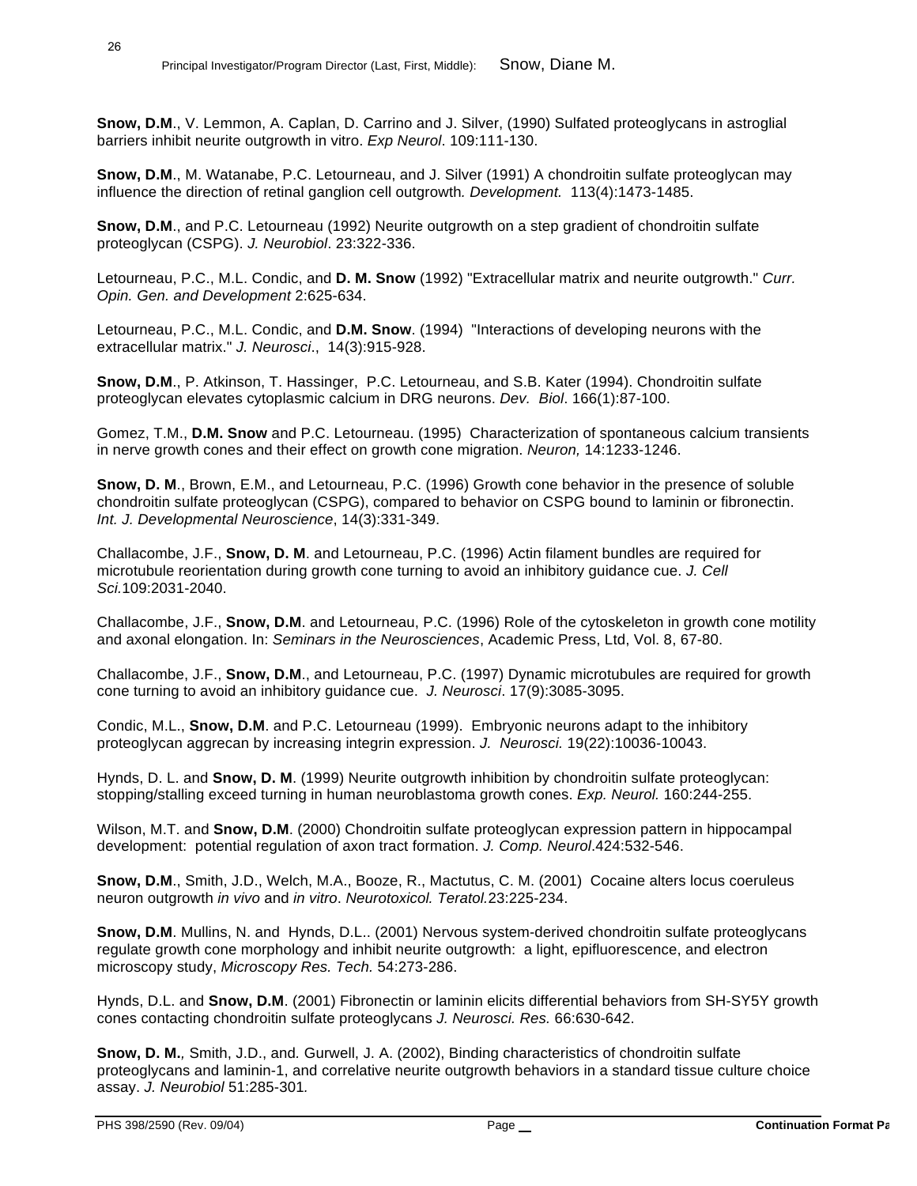**Snow, D.M**., V. Lemmon, A. Caplan, D. Carrino and J. Silver, (1990) Sulfated proteoglycans in astroglial barriers inhibit neurite outgrowth in vitro. *Exp Neurol*. 109:111-130.

**Snow, D.M**., M. Watanabe, P.C. Letourneau, and J. Silver (1991) A chondroitin sulfate proteoglycan may influence the direction of retinal ganglion cell outgrowth*. Development.* 113(4):1473-1485.

**Snow, D.M**., and P.C. Letourneau (1992) Neurite outgrowth on a step gradient of chondroitin sulfate proteoglycan (CSPG). *J. Neurobiol*. 23:322-336.

Letourneau, P.C., M.L. Condic, and **D. M. Snow** (1992) "Extracellular matrix and neurite outgrowth." *Curr. Opin. Gen. and Development* 2:625-634.

Letourneau, P.C., M.L. Condic, and **D.M. Snow**. (1994) "Interactions of developing neurons with the extracellular matrix." *J. Neurosci*., 14(3):915-928.

**Snow, D.M**., P. Atkinson, T. Hassinger, P.C. Letourneau, and S.B. Kater (1994). Chondroitin sulfate proteoglycan elevates cytoplasmic calcium in DRG neurons. *Dev. Biol*. 166(1):87-100.

Gomez, T.M., **D.M. Snow** and P.C. Letourneau. (1995) Characterization of spontaneous calcium transients in nerve growth cones and their effect on growth cone migration. *Neuron,* 14:1233-1246.

**Snow, D. M**., Brown, E.M., and Letourneau, P.C. (1996) Growth cone behavior in the presence of soluble chondroitin sulfate proteoglycan (CSPG), compared to behavior on CSPG bound to laminin or fibronectin. *Int. J. Developmental Neuroscience*, 14(3):331-349.

Challacombe, J.F., **Snow, D. M**. and Letourneau, P.C. (1996) Actin filament bundles are required for microtubule reorientation during growth cone turning to avoid an inhibitory guidance cue. *J. Cell Sci.*109:2031-2040.

Challacombe, J.F., **Snow, D.M**. and Letourneau, P.C. (1996) Role of the cytoskeleton in growth cone motility and axonal elongation. In: *Seminars in the Neurosciences*, Academic Press, Ltd, Vol. 8, 67-80.

Challacombe, J.F., **Snow, D.M**., and Letourneau, P.C. (1997) Dynamic microtubules are required for growth cone turning to avoid an inhibitory guidance cue. *J. Neurosci*. 17(9):3085-3095.

Condic, M.L., **Snow, D.M**. and P.C. Letourneau (1999). Embryonic neurons adapt to the inhibitory proteoglycan aggrecan by increasing integrin expression. *J. Neurosci.* 19(22):10036-10043.

Hynds, D. L. and **Snow, D. M**. (1999) Neurite outgrowth inhibition by chondroitin sulfate proteoglycan: stopping/stalling exceed turning in human neuroblastoma growth cones. *Exp. Neurol.* 160:244-255.

Wilson, M.T. and **Snow, D.M**. (2000) Chondroitin sulfate proteoglycan expression pattern in hippocampal development: potential regulation of axon tract formation. *J. Comp. Neurol*.424:532-546.

**Snow, D.M**., Smith, J.D., Welch, M.A., Booze, R., Mactutus, C. M. (2001) Cocaine alters locus coeruleus neuron outgrowth *in vivo* and *in vitro*. *Neurotoxicol. Teratol.*23:225-234.

**Snow, D.M**. Mullins, N. and Hynds, D.L.. (2001) Nervous system-derived chondroitin sulfate proteoglycans regulate growth cone morphology and inhibit neurite outgrowth: a light, epifluorescence, and electron microscopy study, *Microscopy Res. Tech.* 54:273-286.

Hynds, D.L. and **Snow, D.M**. (2001) Fibronectin or laminin elicits differential behaviors from SH-SY5Y growth cones contacting chondroitin sulfate proteoglycans *J. Neurosci. Res.* 66:630-642.

**Snow, D. M.***,* Smith, J.D., and*.* Gurwell, J. A. (2002), Binding characteristics of chondroitin sulfate proteoglycans and laminin-1, and correlative neurite outgrowth behaviors in a standard tissue culture choice assay. *J. Neurobiol* 51:285-301*.*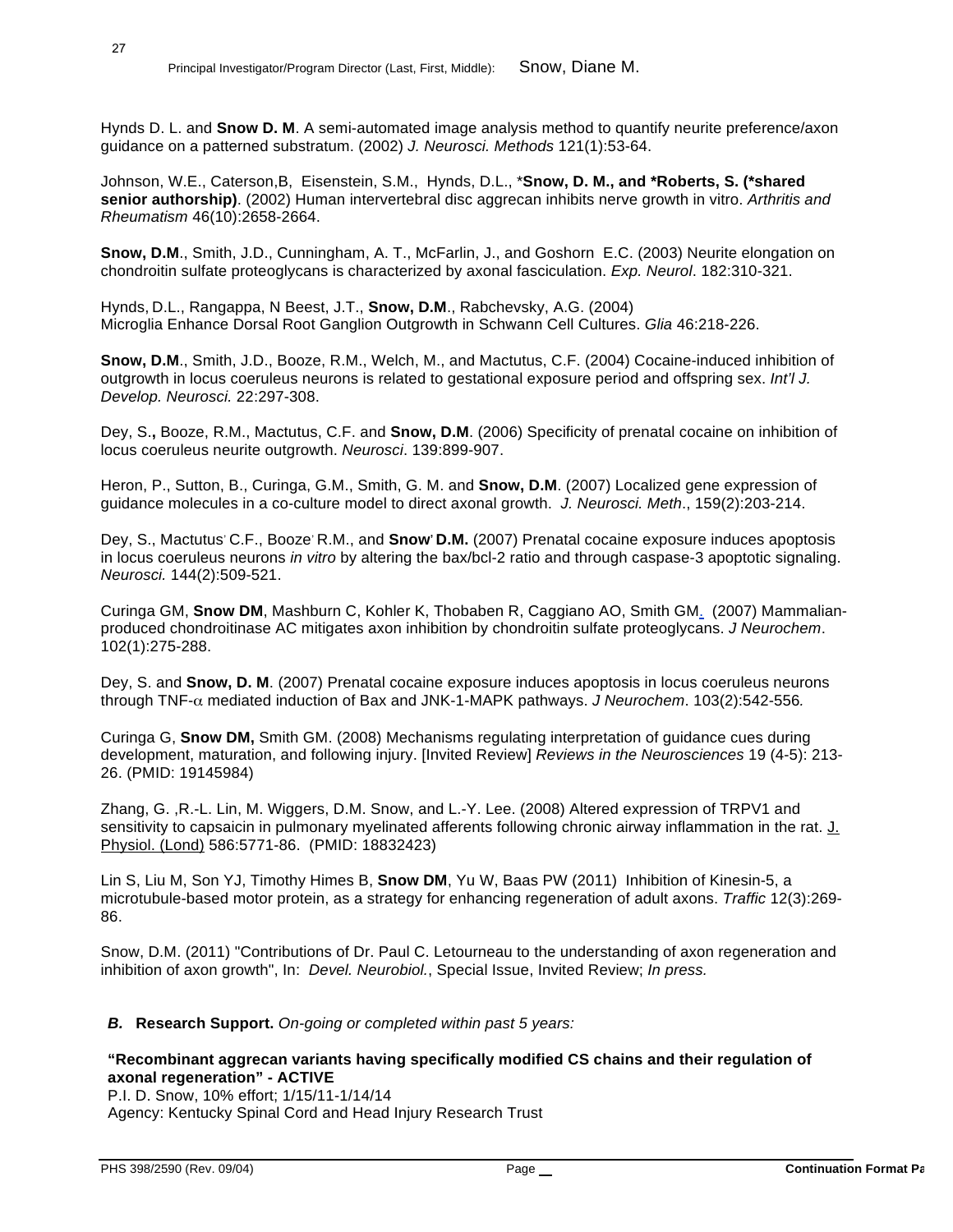Hynds D. L. and **Snow D. M**. A semi-automated image analysis method to quantify neurite preference/axon guidance on a patterned substratum. (2002) *J. Neurosci. Methods* 121(1):53-64.

Johnson, W.E., Caterson,B, Eisenstein, S.M., Hynds, D.L., \***Snow, D. M., and \*Roberts, S. (\*shared senior authorship)**. (2002) Human intervertebral disc aggrecan inhibits nerve growth in vitro. *Arthritis and Rheumatism* 46(10):2658-2664.

**Snow, D.M**., Smith, J.D., Cunningham, A. T., McFarlin, J., and Goshorn E.C. (2003) Neurite elongation on chondroitin sulfate proteoglycans is characterized by axonal fasciculation. *Exp. Neurol*. 182:310-321.

Hynds, D.L., Rangappa, N Beest, J.T., **Snow, D.M**., Rabchevsky, A.G. (2004) Microglia Enhance Dorsal Root Ganglion Outgrowth in Schwann Cell Cultures. *Glia* 46:218-226.

**Snow, D.M**., Smith, J.D., Booze, R.M., Welch, M., and Mactutus, C.F. (2004) Cocaine-induced inhibition of outgrowth in locus coeruleus neurons is related to gestational exposure period and offspring sex. *Int'l J. Develop. Neurosci.* 22:297-308.

Dey, S**.,** Booze, R.M., Mactutus, C.F. and **Snow, D.M**. (2006) Specificity of prenatal cocaine on inhibition of locus coeruleus neurite outgrowth. *Neurosci*. 139:899-907.

Heron, P., Sutton, B., Curinga, G.M., Smith, G. M. and **Snow, D.M**. (2007) Localized gene expression of guidance molecules in a co-culture model to direct axonal growth. *J. Neurosci. Meth*., 159(2):203-214.

Dey, S., Mactutus, C.F., Booze, R.M., and **Snow, D.M.** (2007) Prenatal cocaine exposure induces apoptosis in locus coeruleus neurons *in vitro* by altering the bax/bcl-2 ratio and through caspase-3 apoptotic signaling. *Neurosci.* 144(2):509-521.

Curinga GM, **Snow DM**, Mashburn C, Kohler K, Thobaben R, Caggiano AO, Smith GM. (2007) Mammalian-produced chondroitinase AC mitigates axon inhibition by chondroitin sulfate proteoglycans. *J Neurochem*. 102(1):275-288.

Dey, S. and **Snow, D. M**. (2007) Prenatal cocaine exposure induces apoptosis in locus coeruleus neurons through TNF-$\alpha$ mediated induction of Bax and JNK-1-MAPK pathways. *J Neurochem*. 103(2):542-556.

Curinga G, **Snow DM,** Smith GM. (2008) Mechanisms regulating interpretation of guidance cues during development, maturation, and following injury. [Invited Review] *Reviews in the Neurosciences* 19 (4-5): 213-26. (PMID: 19145984)

Zhang, G. ,R.-L. Lin, M. Wiggers, D.M. Snow, and L.-Y. Lee. (2008) Altered expression of TRPV1 and sensitivity to capsaicin in pulmonary myelinated afferents following chronic airway inflammation in the rat. J. Physiol. (Lond) 586:5771-86. (PMID: 18832423)

Lin S, Liu M, Son YJ, Timothy Himes B, **Snow DM**, Yu W, Baas PW (2011) Inhibition of Kinesin-5, a microtubule-based motor protein, as a strategy for enhancing regeneration of adult axons. *Traffic* 12(3):269-86.

Snow, D.M. (2011) "Contributions of Dr. Paul C. Letourneau to the understanding of axon regeneration and inhibition of axon growth", In: *Devel. Neurobiol.*, Special Issue, Invited Review; *In press.*

***B.*** **Research Support.** *On-going or completed within past 5 years:*

**"Recombinant aggrecan variants having specifically modified CS chains and their regulation of axonal regeneration" - ACTIVE**
P.I. D. Snow, 10% effort; 1/15/11-1/14/14
Agency: Kentucky Spinal Cord and Head Injury Research Trust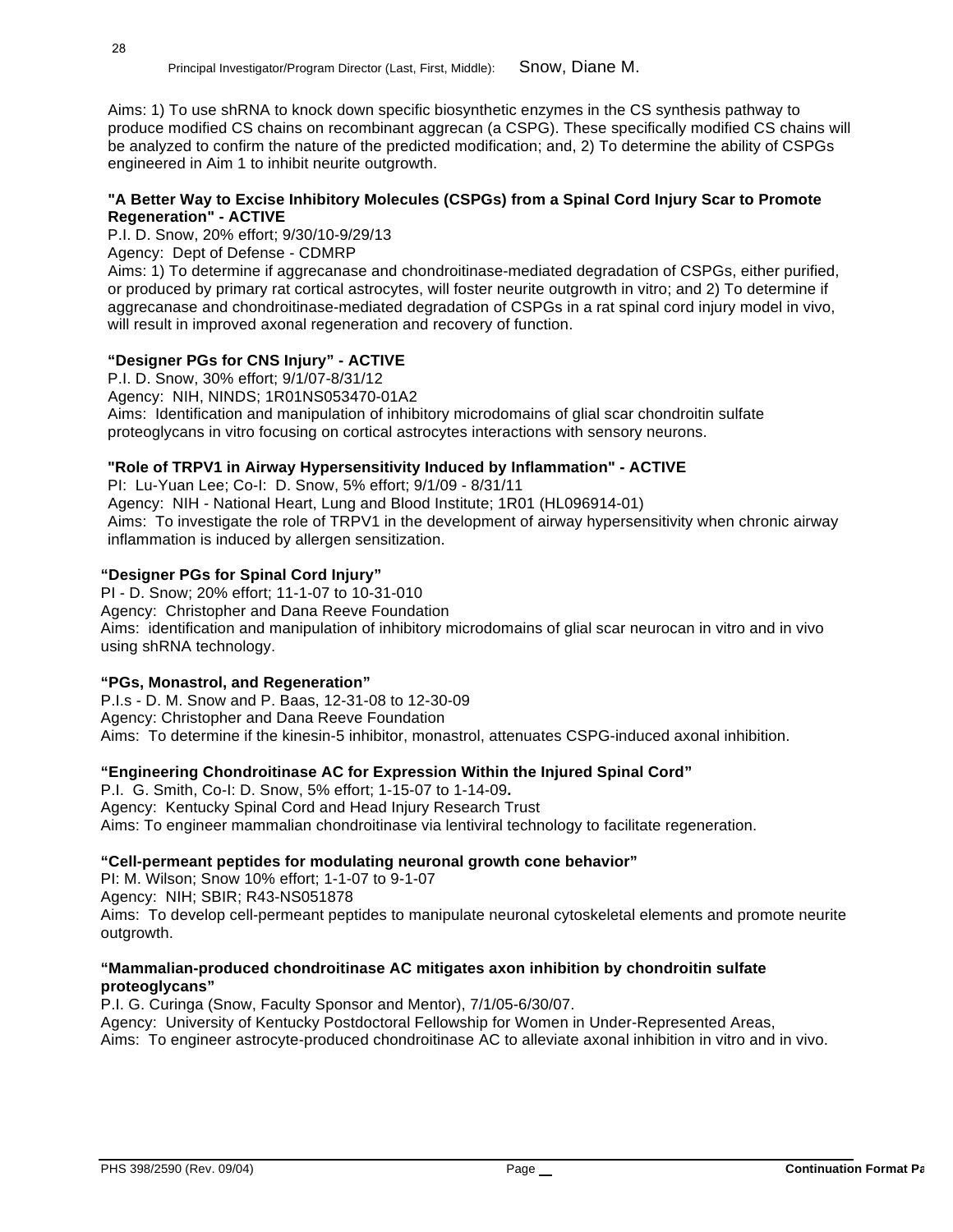Aims: 1) To use shRNA to knock down specific biosynthetic enzymes in the CS synthesis pathway to produce modified CS chains on recombinant aggrecan (a CSPG). These specifically modified CS chains will be analyzed to confirm the nature of the predicted modification; and, 2) To determine the ability of CSPGs engineered in Aim 1 to inhibit neurite outgrowth.

**"A Better Way to Excise Inhibitory Molecules (CSPGs) from a Spinal Cord Injury Scar to Promote Regeneration" - ACTIVE**
P.I. D. Snow, 20% effort; 9/30/10-9/29/13
Agency: Dept of Defense - CDMRP
Aims: 1) To determine if aggrecanase and chondroitinase-mediated degradation of CSPGs, either purified, or produced by primary rat cortical astrocytes, will foster neurite outgrowth in vitro; and 2) To determine if aggrecanase and chondroitinase-mediated degradation of CSPGs in a rat spinal cord injury model in vivo, will result in improved axonal regeneration and recovery of function.

**“Designer PGs for CNS Injury” - ACTIVE**
P.I. D. Snow, 30% effort; 9/1/07-8/31/12
Agency: NIH, NINDS; 1R01NS053470-01A2
Aims: Identification and manipulation of inhibitory microdomains of glial scar chondroitin sulfate proteoglycans in vitro focusing on cortical astrocytes interactions with sensory neurons.

**"Role of TRPV1 in Airway Hypersensitivity Induced by Inflammation" - ACTIVE**
PI: Lu-Yuan Lee; Co-I: D. Snow, 5% effort; 9/1/09 - 8/31/11
Agency: NIH - National Heart, Lung and Blood Institute; 1R01 (HL096914-01)
Aims: To investigate the role of TRPV1 in the development of airway hypersensitivity when chronic airway inflammation is induced by allergen sensitization.

**“Designer PGs for Spinal Cord Injury”**
PI - D. Snow; 20% effort; 11-1-07 to 10-31-010
Agency: Christopher and Dana Reeve Foundation
Aims: identification and manipulation of inhibitory microdomains of glial scar neurocan in vitro and in vivo using shRNA technology.

**“PGs, Monastrol, and Regeneration”**
P.I.s - D. M. Snow and P. Baas, 12-31-08 to 12-30-09
Agency: Christopher and Dana Reeve Foundation
Aims: To determine if the kinesin-5 inhibitor, monastrol, attenuates CSPG-induced axonal inhibition.

**“Engineering Chondroitinase AC for Expression Within the Injured Spinal Cord”**
P.I. G. Smith, Co-I: D. Snow, 5% effort; 1-15-07 to 1-14-09**.**
Agency: Kentucky Spinal Cord and Head Injury Research Trust
Aims: To engineer mammalian chondroitinase via lentiviral technology to facilitate regeneration.

**“Cell-permeant peptides for modulating neuronal growth cone behavior”**
PI: M. Wilson; Snow 10% effort; 1-1-07 to 9-1-07
Agency: NIH; SBIR; R43-NS051878
Aims: To develop cell-permeant peptides to manipulate neuronal cytoskeletal elements and promote neurite outgrowth.

**“Mammalian-produced chondroitinase AC mitigates axon inhibition by chondroitin sulfate proteoglycans”**
P.I. G. Curinga (Snow, Faculty Sponsor and Mentor), 7/1/05-6/30/07.
Agency: University of Kentucky Postdoctoral Fellowship for Women in Under-Represented Areas,
Aims: To engineer astrocyte-produced chondroitinase AC to alleviate axonal inhibition in vitro and in vivo.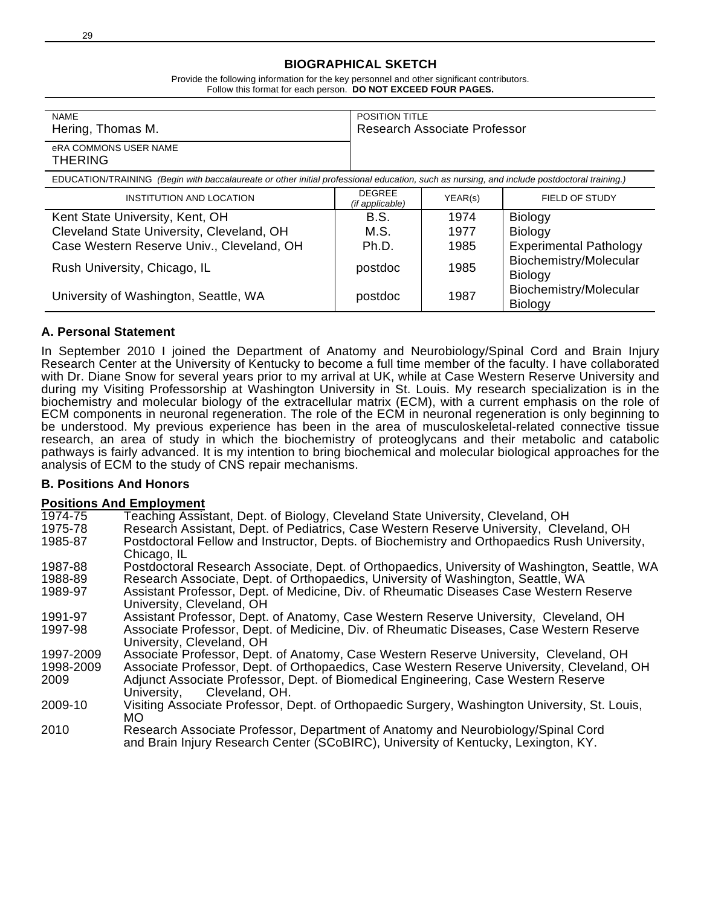# BIOGRAPHICAL SKETCH

Provide the following information for the key personnel and other significant contributors.
Follow this format for each person. **DO NOT EXCEED FOUR PAGES.**

| NAME | POSITION TITLE |
|---|---|
| Hering, Thomas M. | Research Associate Professor |
| eRA COMMONS USER NAME<br>THERING | |

EDUCATION/TRAINING *(Begin with baccalaureate or other initial professional education, such as nursing, and include postdoctoral training.)*

| INSTITUTION AND LOCATION | DEGREE *(if applicable)* | YEAR(s) | FIELD OF STUDY |
|---|---|---|---|
| Kent State University, Kent, OH | B.S. | 1974 | Biology |
| Cleveland State University, Cleveland, OH | M.S. | 1977 | Biology |
| Case Western Reserve Univ., Cleveland, OH | Ph.D. | 1985 | Experimental Pathology |
| Rush University, Chicago, IL | postdoc | 1985 | Biochemistry/Molecular Biology |
| University of Washington, Seattle, WA | postdoc | 1987 | Biochemistry/Molecular Biology |

## A. Personal Statement

In September 2010 I joined the Department of Anatomy and Neurobiology/Spinal Cord and Brain Injury Research Center at the University of Kentucky to become a full time member of the faculty. I have collaborated with Dr. Diane Snow for several years prior to my arrival at UK, while at Case Western Reserve University and during my Visiting Professorship at Washington University in St. Louis. My research specialization is in the biochemistry and molecular biology of the extracellular matrix (ECM), with a current emphasis on the role of ECM components in neuronal regeneration. The role of the ECM in neuronal regeneration is only beginning to be understood. My previous experience has been in the area of musculoskeletal-related connective tissue research, an area of study in which the biochemistry of proteoglycans and their metabolic and catabolic pathways is fairly advanced. It is my intention to bring biochemical and molecular biological approaches for the analysis of ECM to the study of CNS repair mechanisms.

## B. Positions And Honors

**Positions And Employment**

| | |
|---|---|
| 1974-75 | Teaching Assistant, Dept. of Biology, Cleveland State University, Cleveland, OH |
| 1975-78 | Research Assistant, Dept. of Pediatrics, Case Western Reserve University, Cleveland, OH |
| 1985-87 | Postdoctoral Fellow and Instructor, Depts. of Biochemistry and Orthopaedics Rush University, Chicago, IL |
| 1987-88 | Postdoctoral Research Associate, Dept. of Orthopaedics, University of Washington, Seattle, WA |
| 1988-89 | Research Associate, Dept. of Orthopaedics, University of Washington, Seattle, WA |
| 1989-97 | Assistant Professor, Dept. of Medicine, Div. of Rheumatic Diseases Case Western Reserve University, Cleveland, OH |
| 1991-97 | Assistant Professor, Dept. of Anatomy, Case Western Reserve University, Cleveland, OH |
| 1997-98 | Associate Professor, Dept. of Medicine, Div. of Rheumatic Diseases, Case Western Reserve University, Cleveland, OH |
| 1997-2009 | Associate Professor, Dept. of Anatomy, Case Western Reserve University, Cleveland, OH |
| 1998-2009 | Associate Professor, Dept. of Orthopaedics, Case Western Reserve University, Cleveland, OH |
| 2009 | Adjunct Associate Professor, Dept. of Biomedical Engineering, Case Western Reserve University, Cleveland, OH. |
| 2009-10 | Visiting Associate Professor, Dept. of Orthopaedic Surgery, Washington University, St. Louis, MO |
| 2010 | Research Associate Professor, Department of Anatomy and Neurobiology/Spinal Cord and Brain Injury Research Center (SCoBIRC), University of Kentucky, Lexington, KY. |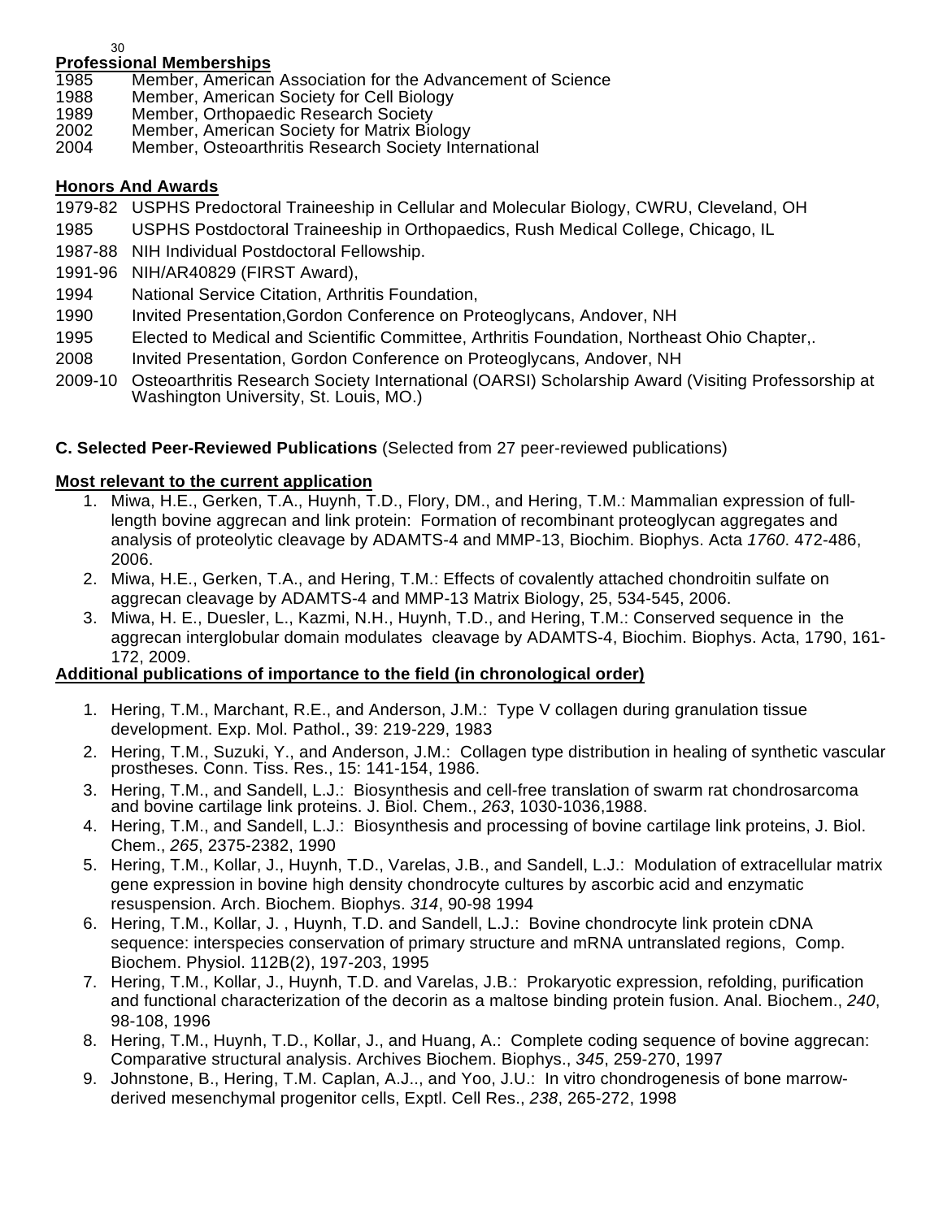**Professional Memberships**

1985 Member, American Association for the Advancement of Science
1988 Member, American Society for Cell Biology
1989 Member, Orthopaedic Research Society
2002 Member, American Society for Matrix Biology
2004 Member, Osteoarthritis Research Society International

**Honors And Awards**

1979-82 USPHS Predoctoral Traineeship in Cellular and Molecular Biology, CWRU, Cleveland, OH
1985 USPHS Postdoctoral Traineeship in Orthopaedics, Rush Medical College, Chicago, IL
1987-88 NIH Individual Postdoctoral Fellowship.
1991-96 NIH/AR40829 (FIRST Award),
1994 National Service Citation, Arthritis Foundation,
1990 Invited Presentation,Gordon Conference on Proteoglycans, Andover, NH
1995 Elected to Medical and Scientific Committee, Arthritis Foundation, Northeast Ohio Chapter,.
2008 Invited Presentation, Gordon Conference on Proteoglycans, Andover, NH
2009-10 Osteoarthritis Research Society International (OARSI) Scholarship Award (Visiting Professorship at Washington University, St. Louis, MO.)

**C. Selected Peer-Reviewed Publications** (Selected from 27 peer-reviewed publications)

**Most relevant to the current application**

1. Miwa, H.E., Gerken, T.A., Huynh, T.D., Flory, DM., and Hering, T.M.: Mammalian expression of full-length bovine aggrecan and link protein: Formation of recombinant proteoglycan aggregates and analysis of proteolytic cleavage by ADAMTS-4 and MMP-13, Biochim. Biophys. Acta *1760*. 472-486, 2006.
2. Miwa, H.E., Gerken, T.A., and Hering, T.M.: Effects of covalently attached chondroitin sulfate on aggrecan cleavage by ADAMTS-4 and MMP-13 Matrix Biology, 25, 534-545, 2006.
3. Miwa, H. E., Duesler, L., Kazmi, N.H., Huynh, T.D., and Hering, T.M.: Conserved sequence in the aggrecan interglobular domain modulates cleavage by ADAMTS-4, Biochim. Biophys. Acta, 1790, 161-172, 2009.

**Additional publications of importance to the field (in chronological order)**

1. Hering, T.M., Marchant, R.E., and Anderson, J.M.: Type V collagen during granulation tissue development. Exp. Mol. Pathol., 39: 219-229, 1983
2. Hering, T.M., Suzuki, Y., and Anderson, J.M.: Collagen type distribution in healing of synthetic vascular prostheses. Conn. Tiss. Res., 15: 141-154, 1986.
3. Hering, T.M., and Sandell, L.J.: Biosynthesis and cell-free translation of swarm rat chondrosarcoma and bovine cartilage link proteins. J. Biol. Chem., *263*, 1030-1036,1988.
4. Hering, T.M., and Sandell, L.J.: Biosynthesis and processing of bovine cartilage link proteins, J. Biol. Chem., *265*, 2375-2382, 1990
5. Hering, T.M., Kollar, J., Huynh, T.D., Varelas, J.B., and Sandell, L.J.: Modulation of extracellular matrix gene expression in bovine high density chondrocyte cultures by ascorbic acid and enzymatic resuspension. Arch. Biochem. Biophys. *314*, 90-98 1994
6. Hering, T.M., Kollar, J. , Huynh, T.D. and Sandell, L.J.: Bovine chondrocyte link protein cDNA sequence: interspecies conservation of primary structure and mRNA untranslated regions, Comp. Biochem. Physiol. 112B(2), 197-203, 1995
7. Hering, T.M., Kollar, J., Huynh, T.D. and Varelas, J.B.: Prokaryotic expression, refolding, purification and functional characterization of the decorin as a maltose binding protein fusion. Anal. Biochem., *240*, 98-108, 1996
8. Hering, T.M., Huynh, T.D., Kollar, J., and Huang, A.: Complete coding sequence of bovine aggrecan: Comparative structural analysis. Archives Biochem. Biophys., *345*, 259-270, 1997
9. Johnstone, B., Hering, T.M. Caplan, A.J.., and Yoo, J.U.: In vitro chondrogenesis of bone marrow-derived mesenchymal progenitor cells, Exptl. Cell Res., *238*, 265-272, 1998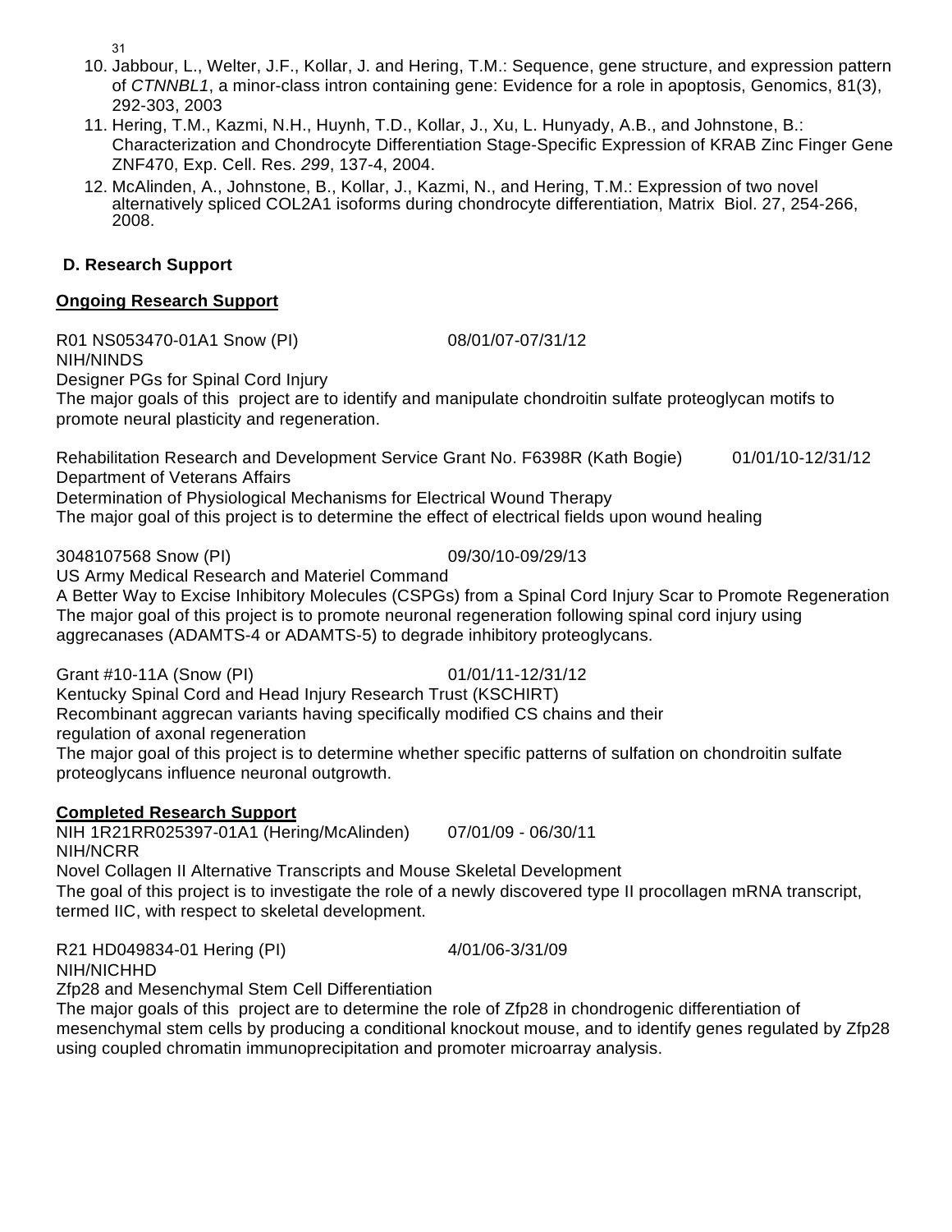10. Jabbour, L., Welter, J.F., Kollar, J. and Hering, T.M.: Sequence, gene structure, and expression pattern of *CTNNBL1*, a minor-class intron containing gene: Evidence for a role in apoptosis, Genomics, 81(3), 292-303, 2003
11. Hering, T.M., Kazmi, N.H., Huynh, T.D., Kollar, J., Xu, L. Hunyady, A.B., and Johnstone, B.: Characterization and Chondrocyte Differentiation Stage-Specific Expression of KRAB Zinc Finger Gene ZNF470, Exp. Cell. Res. *299*, 137-4, 2004.
12. McAlinden, A., Johnstone, B., Kollar, J., Kazmi, N., and Hering, T.M.: Expression of two novel alternatively spliced COL2A1 isoforms during chondrocyte differentiation, Matrix Biol. 27, 254-266, 2008.

**D. Research Support**

**Ongoing Research Support**

R01 NS053470-01A1 Snow (PI) 08/01/07-07/31/12
NIH/NINDS
Designer PGs for Spinal Cord Injury
The major goals of this project are to identify and manipulate chondroitin sulfate proteoglycan motifs to promote neural plasticity and regeneration.

Rehabilitation Research and Development Service Grant No. F6398R (Kath Bogie) 01/01/10-12/31/12
Department of Veterans Affairs
Determination of Physiological Mechanisms for Electrical Wound Therapy
The major goal of this project is to determine the effect of electrical fields upon wound healing

3048107568 Snow (PI) 09/30/10-09/29/13
US Army Medical Research and Materiel Command
A Better Way to Excise Inhibitory Molecules (CSPGs) from a Spinal Cord Injury Scar to Promote Regeneration
The major goal of this project is to promote neuronal regeneration following spinal cord injury using aggrecanases (ADAMTS-4 or ADAMTS-5) to degrade inhibitory proteoglycans.

Grant #10-11A (Snow (PI) 01/01/11-12/31/12
Kentucky Spinal Cord and Head Injury Research Trust (KSCHIRT)
Recombinant aggrecan variants having specifically modified CS chains and their regulation of axonal regeneration
The major goal of this project is to determine whether specific patterns of sulfation on chondroitin sulfate proteoglycans influence neuronal outgrowth.

**Completed Research Support**

NIH 1R21RR025397-01A1 (Hering/McAlinden) 07/01/09 - 06/30/11
NIH/NCRR
Novel Collagen II Alternative Transcripts and Mouse Skeletal Development
The goal of this project is to investigate the role of a newly discovered type II procollagen mRNA transcript, termed IIC, with respect to skeletal development.

R21 HD049834-01 Hering (PI) 4/01/06-3/31/09
NIH/NICHHD
Zfp28 and Mesenchymal Stem Cell Differentiation
The major goals of this project are to determine the role of Zfp28 in chondrogenic differentiation of mesenchymal stem cells by producing a conditional knockout mouse, and to identify genes regulated by Zfp28 using coupled chromatin immunoprecipitation and promoter microarray analysis.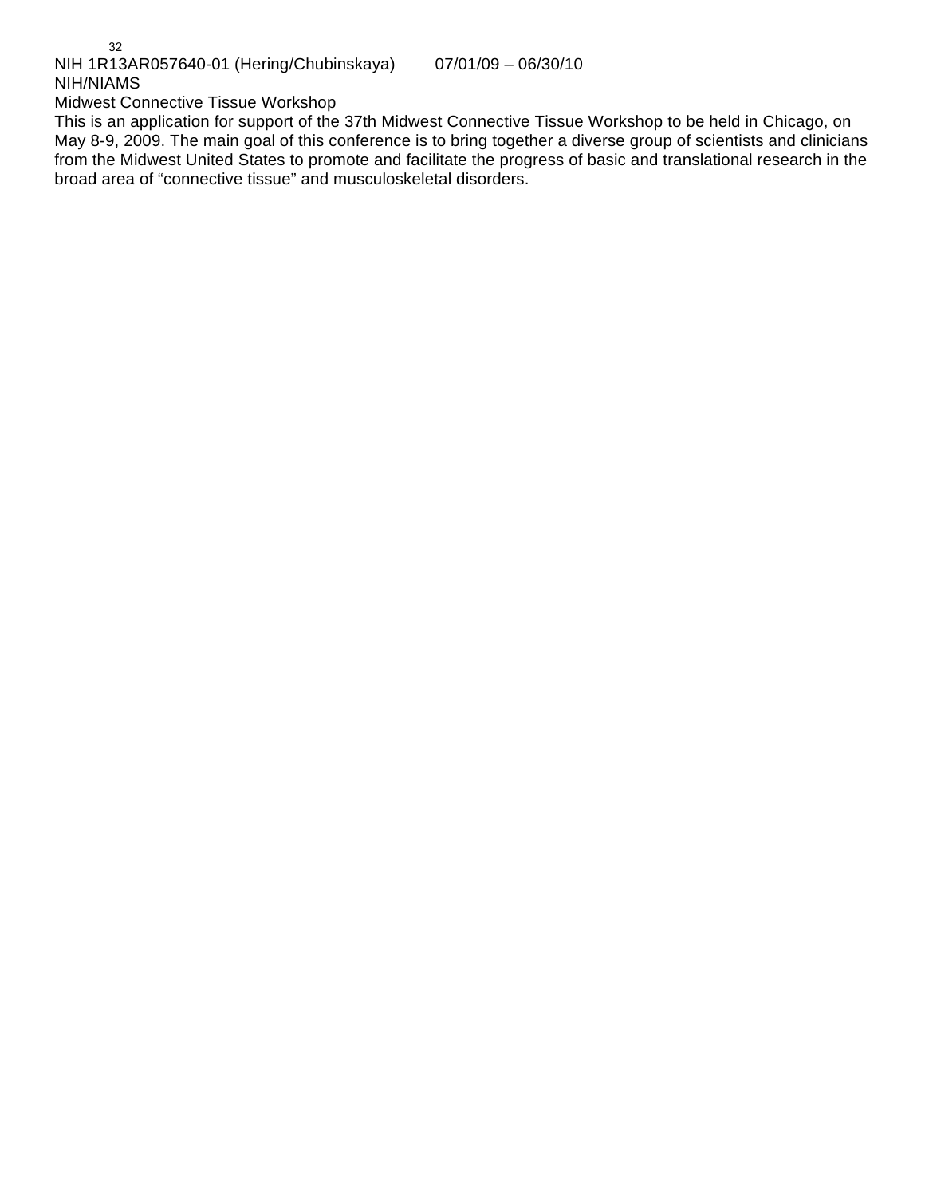NIH 1R13AR057640-01 (Hering/Chubinskaya) 07/01/09 – 06/30/10
NIH/NIAMS
Midwest Connective Tissue Workshop
This is an application for support of the 37th Midwest Connective Tissue Workshop to be held in Chicago, on May 8-9, 2009. The main goal of this conference is to bring together a diverse group of scientists and clinicians from the Midwest United States to promote and facilitate the progress of basic and translational research in the broad area of "connective tissue" and musculoskeletal disorders.